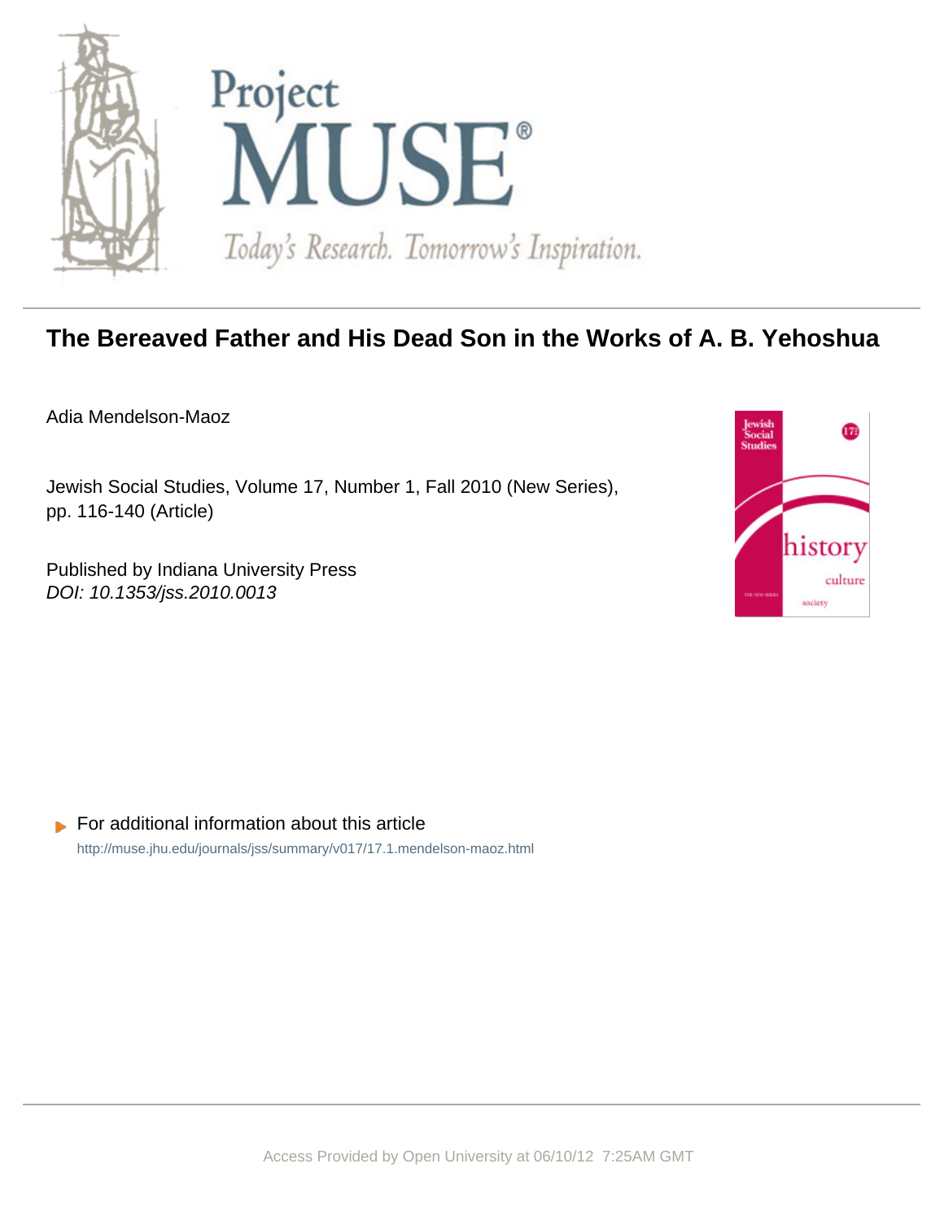# The Bereaved Father and His Dead Son in the Works of A. B. Yehoshua

Adia Mendelson-Maoz

Jewish Social Studies, Volume 17, Number 1, Fall 2010 (New Series), pp. 116-140 (Article)

Published by Indiana University Press
*DOI: 10.1353/jss.2010.0013*

For additional information about this article
http://muse.jhu.edu/journals/jss/summary/v017/17.1.mendelson-maoz.html

Access Provided by Open University at 06/10/12 7:25AM GMT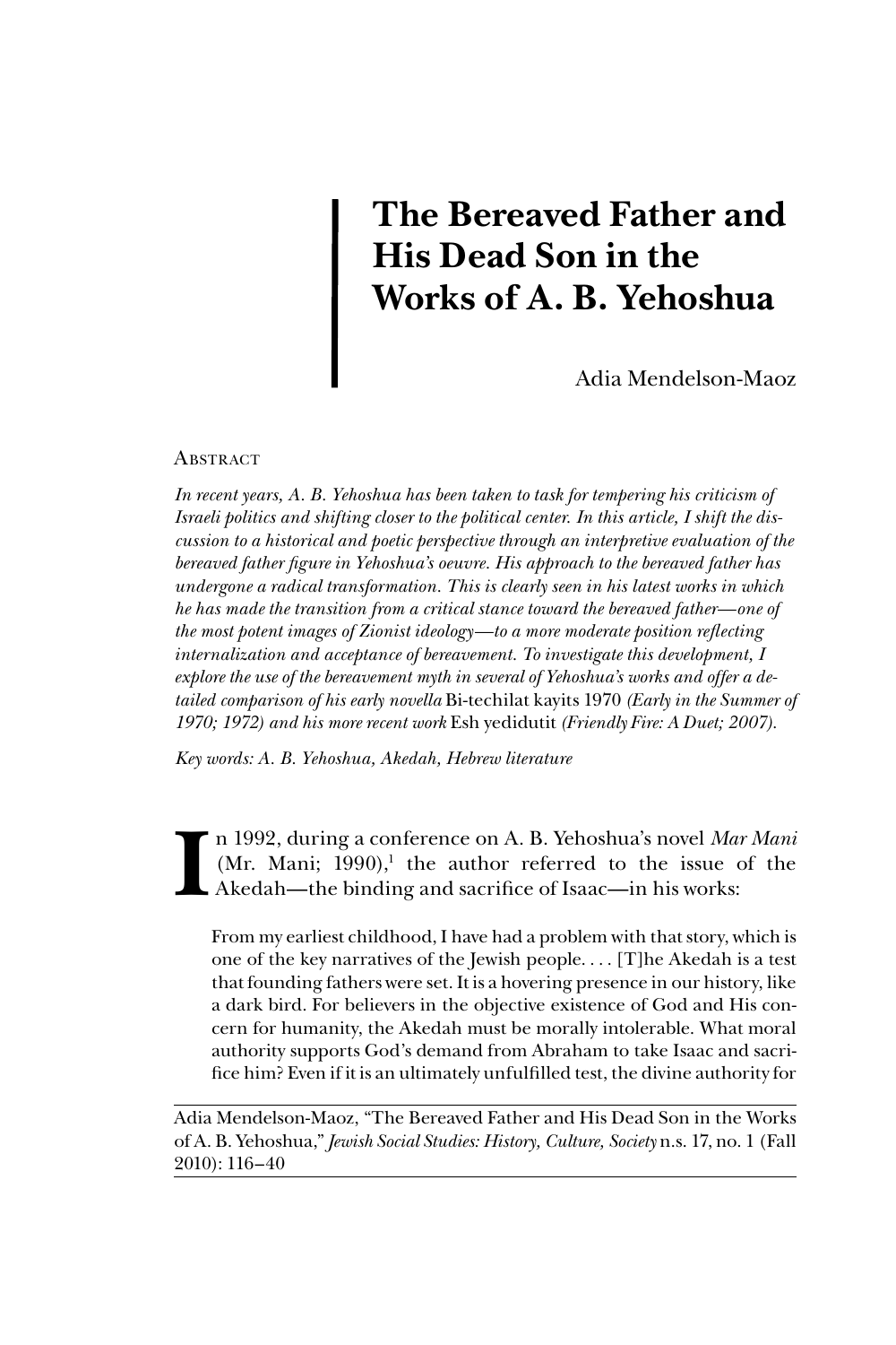# The Bereaved Father and His Dead Son in the Works of A. B. Yehoshua

Adia Mendelson-Maoz

Abstract

*In recent years, A. B. Yehoshua has been taken to task for tempering his criticism of Israeli politics and shifting closer to the political center. In this article, I shift the discussion to a historical and poetic perspective through an interpretive evaluation of the bereaved father figure in Yehoshua's oeuvre. His approach to the bereaved father has undergone a radical transformation. This is clearly seen in his latest works in which he has made the transition from a critical stance toward the bereaved father—one of the most potent images of Zionist ideology—to a more moderate position reflecting internalization and acceptance of bereavement. To investigate this development, I explore the use of the bereavement myth in several of Yehoshua's works and offer a detailed comparison of his early novella* Bi-techilat kayits 1970 *(Early in the Summer of 1970; 1972) and his more recent work* Esh yedidutit *(Friendly Fire: A Duet; 2007).*

*Key words: A. B. Yehoshua, Akedah, Hebrew literature*

In 1992, during a conference on A. B. Yehoshua's novel *Mar Mani* (Mr. Mani; 1990),[1] the author referred to the issue of the Akedah—the binding and sacrifice of Isaac—in his works:

> From my earliest childhood, I have had a problem with that story, which is one of the key narratives of the Jewish people. . . . [T]he Akedah is a test that founding fathers were set. It is a hovering presence in our history, like a dark bird. For believers in the objective existence of God and His concern for humanity, the Akedah must be morally intolerable. What moral authority supports God's demand from Abraham to take Isaac and sacrifice him? Even if it is an ultimately unfulfilled test, the divine authority for

Adia Mendelson-Maoz, "The Bereaved Father and His Dead Son in the Works of A. B. Yehoshua," *Jewish Social Studies: History, Culture, Society* n.s. 17, no. 1 (Fall 2010): 116–40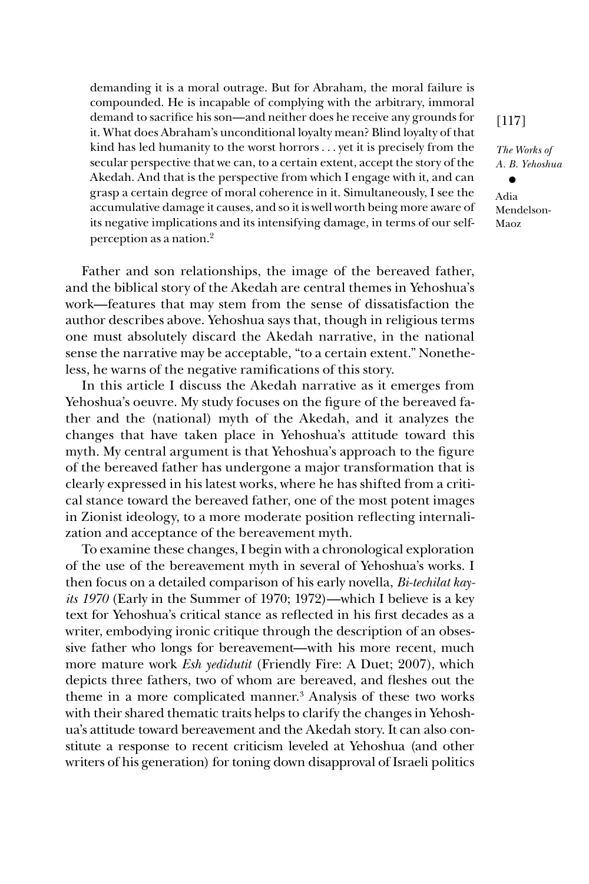> demanding it is a moral outrage. But for Abraham, the moral failure is compounded. He is incapable of complying with the arbitrary, immoral demand to sacrifice his son—and neither does he receive any grounds for it. What does Abraham's unconditional loyalty mean? Blind loyalty of that kind has led humanity to the worst horrors . . . yet it is precisely from the secular perspective that we can, to a certain extent, accept the story of the Akedah. And that is the perspective from which I engage with it, and can grasp a certain degree of moral coherence in it. Simultaneously, I see the accumulative damage it causes, and so it is well worth being more aware of its negative implications and its intensifying damage, in terms of our self-perception as a nation.[2]

Father and son relationships, the image of the bereaved father, and the biblical story of the Akedah are central themes in Yehoshua's work—features that may stem from the sense of dissatisfaction the author describes above. Yehoshua says that, though in religious terms one must absolutely discard the Akedah narrative, in the national sense the narrative may be acceptable, "to a certain extent." Nonetheless, he warns of the negative ramifications of this story.

In this article I discuss the Akedah narrative as it emerges from Yehoshua's oeuvre. My study focuses on the figure of the bereaved father and the (national) myth of the Akedah, and it analyzes the changes that have taken place in Yehoshua's attitude toward this myth. My central argument is that Yehoshua's approach to the figure of the bereaved father has undergone a major transformation that is clearly expressed in his latest works, where he has shifted from a critical stance toward the bereaved father, one of the most potent images in Zionist ideology, to a more moderate position reflecting internalization and acceptance of the bereavement myth.

To examine these changes, I begin with a chronological exploration of the use of the bereavement myth in several of Yehoshua's works. I then focus on a detailed comparison of his early novella, *Bi-techilat kayits 1970* (Early in the Summer of 1970; 1972)—which I believe is a key text for Yehoshua's critical stance as reflected in his first decades as a writer, embodying ironic critique through the description of an obsessive father who longs for bereavement—with his more recent, much more mature work *Esh yedidutit* (Friendly Fire: A Duet; 2007), which depicts three fathers, two of whom are bereaved, and fleshes out the theme in a more complicated manner.[3] Analysis of these two works with their shared thematic traits helps to clarify the changes in Yehoshua's attitude toward bereavement and the Akedah story. It can also constitute a response to recent criticism leveled at Yehoshua (and other writers of his generation) for toning down disapproval of Israeli politics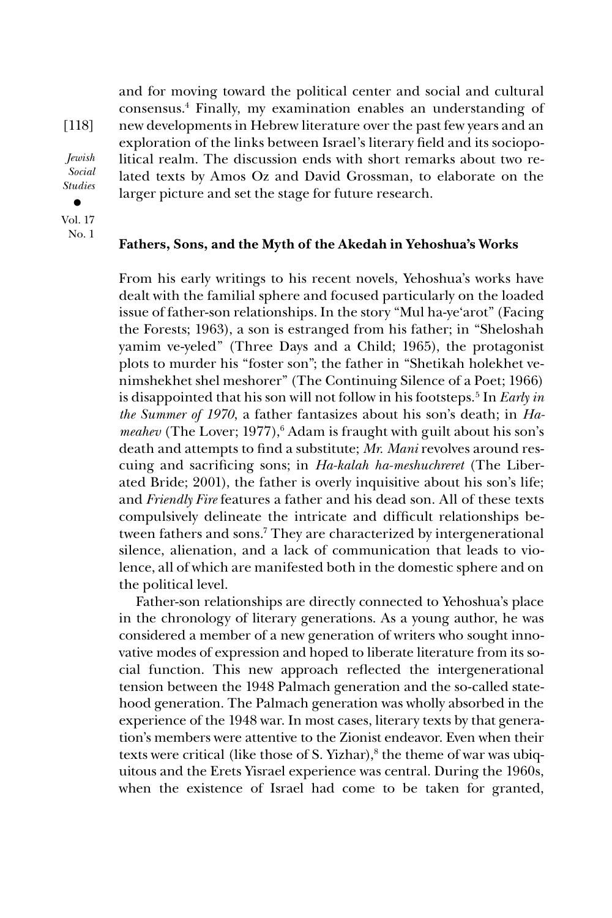and for moving toward the political center and social and cultural consensus.[4] Finally, my examination enables an understanding of new developments in Hebrew literature over the past few years and an exploration of the links between Israel's literary field and its sociopolitical realm. The discussion ends with short remarks about two related texts by Amos Oz and David Grossman, to elaborate on the larger picture and set the stage for future research.

## Fathers, Sons, and the Myth of the Akedah in Yehoshua's Works

From his early writings to his recent novels, Yehoshua's works have dealt with the familial sphere and focused particularly on the loaded issue of father-son relationships. In the story "Mul ha-ye'arot" (Facing the Forests; 1963), a son is estranged from his father; in "Sheloshah yamim ve-yeled" (Three Days and a Child; 1965), the protagonist plots to murder his "foster son"; the father in "Shetikah holekhet ve-nimshekhet shel meshorer" (The Continuing Silence of a Poet; 1966) is disappointed that his son will not follow in his footsteps.[5] In *Early in the Summer of 1970*, a father fantasizes about his son's death; in *Ha-meahev* (The Lover; 1977),[6] Adam is fraught with guilt about his son's death and attempts to find a substitute; *Mr. Mani* revolves around rescuing and sacrificing sons; in *Ha-kalah ha-meshuchreret* (The Liberated Bride; 2001), the father is overly inquisitive about his son's life; and *Friendly Fire* features a father and his dead son. All of these texts compulsively delineate the intricate and difficult relationships between fathers and sons.[7] They are characterized by intergenerational silence, alienation, and a lack of communication that leads to violence, all of which are manifested both in the domestic sphere and on the political level.

Father-son relationships are directly connected to Yehoshua's place in the chronology of literary generations. As a young author, he was considered a member of a new generation of writers who sought innovative modes of expression and hoped to liberate literature from its social function. This new approach reflected the intergenerational tension between the 1948 Palmach generation and the so-called statehood generation. The Palmach generation was wholly absorbed in the experience of the 1948 war. In most cases, literary texts by that generation's members were attentive to the Zionist endeavor. Even when their texts were critical (like those of S. Yizhar),[8] the theme of war was ubiquitous and the Erets Yisrael experience was central. During the 1960s, when the existence of Israel had come to be taken for granted,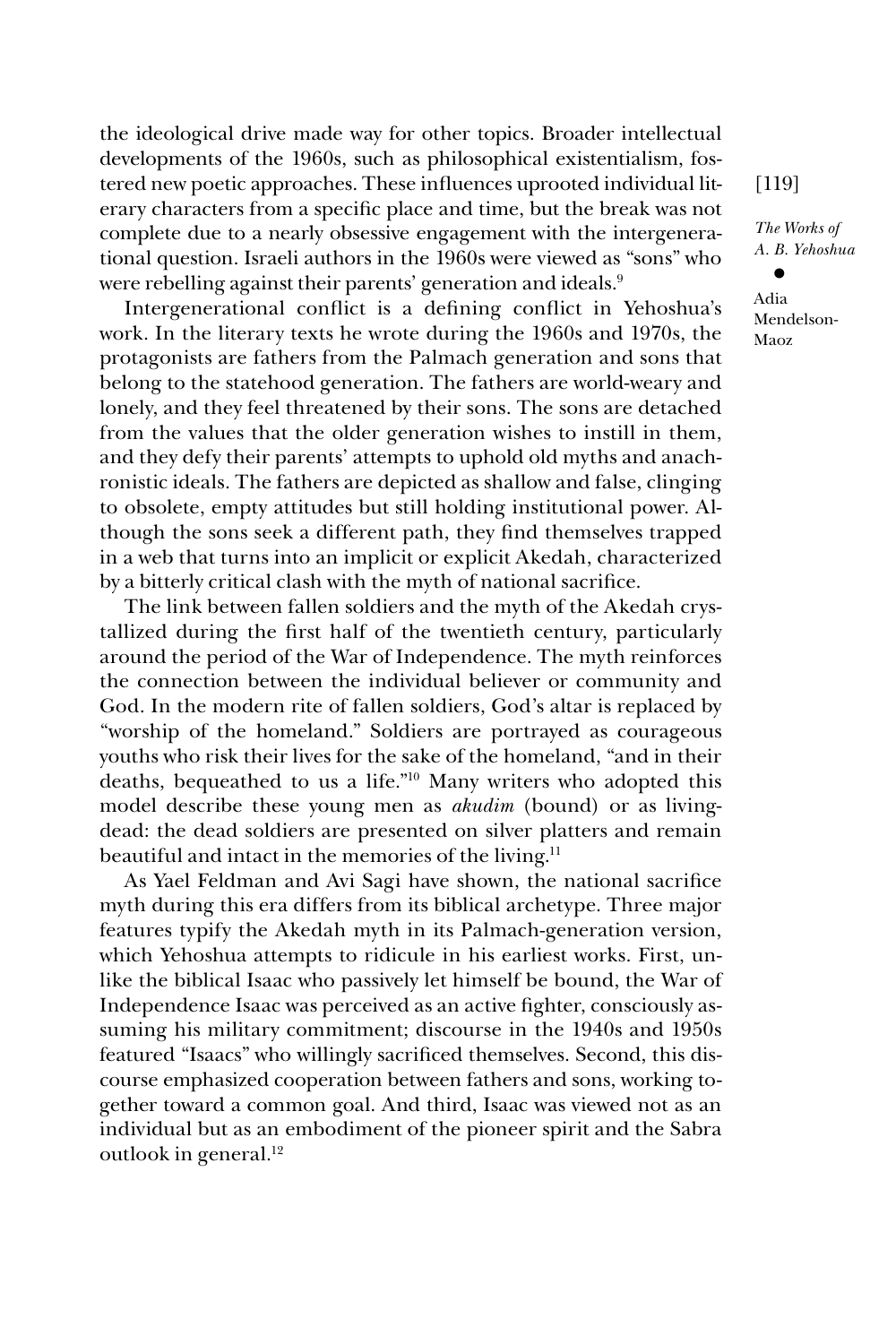the ideological drive made way for other topics. Broader intellectual developments of the 1960s, such as philosophical existentialism, fostered new poetic approaches. These influences uprooted individual literary characters from a specific place and time, but the break was not complete due to a nearly obsessive engagement with the intergenerational question. Israeli authors in the 1960s were viewed as "sons" who were rebelling against their parents' generation and ideals.[9]

Intergenerational conflict is a defining conflict in Yehoshua's work. In the literary texts he wrote during the 1960s and 1970s, the protagonists are fathers from the Palmach generation and sons that belong to the statehood generation. The fathers are world-weary and lonely, and they feel threatened by their sons. The sons are detached from the values that the older generation wishes to instill in them, and they defy their parents' attempts to uphold old myths and anachronistic ideals. The fathers are depicted as shallow and false, clinging to obsolete, empty attitudes but still holding institutional power. Although the sons seek a different path, they find themselves trapped in a web that turns into an implicit or explicit Akedah, characterized by a bitterly critical clash with the myth of national sacrifice.

The link between fallen soldiers and the myth of the Akedah crystallized during the first half of the twentieth century, particularly around the period of the War of Independence. The myth reinforces the connection between the individual believer or community and God. In the modern rite of fallen soldiers, God's altar is replaced by "worship of the homeland." Soldiers are portrayed as courageous youths who risk their lives for the sake of the homeland, "and in their deaths, bequeathed to us a life."[10] Many writers who adopted this model describe these young men as *akudim* (bound) or as living-dead: the dead soldiers are presented on silver platters and remain beautiful and intact in the memories of the living.[11]

As Yael Feldman and Avi Sagi have shown, the national sacrifice myth during this era differs from its biblical archetype. Three major features typify the Akedah myth in its Palmach-generation version, which Yehoshua attempts to ridicule in his earliest works. First, unlike the biblical Isaac who passively let himself be bound, the War of Independence Isaac was perceived as an active fighter, consciously assuming his military commitment; discourse in the 1940s and 1950s featured "Isaacs" who willingly sacrificed themselves. Second, this discourse emphasized cooperation between fathers and sons, working together toward a common goal. And third, Isaac was viewed not as an individual but as an embodiment of the pioneer spirit and the Sabra outlook in general.[12]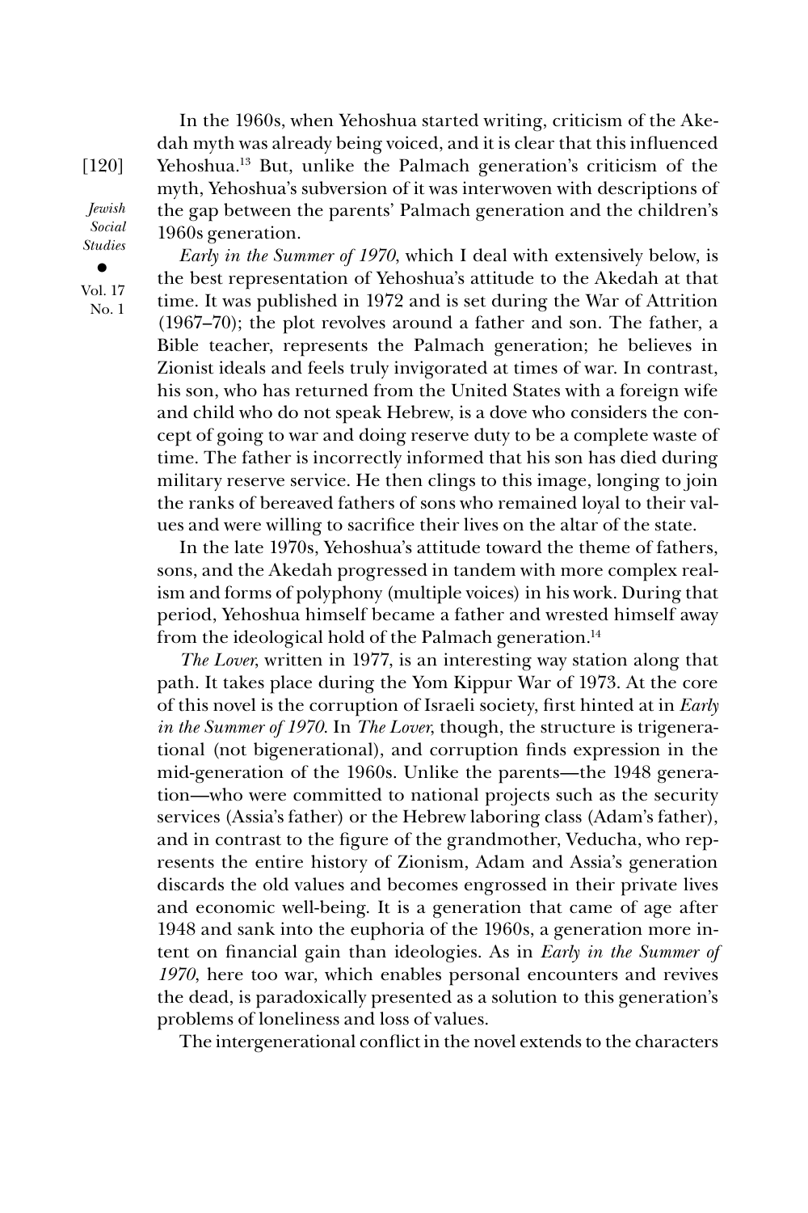In the 1960s, when Yehoshua started writing, criticism of the Akedah myth was already being voiced, and it is clear that this influenced Yehoshua.[13] But, unlike the Palmach generation's criticism of the myth, Yehoshua's subversion of it was interwoven with descriptions of the gap between the parents' Palmach generation and the children's 1960s generation.

*Early in the Summer of 1970*, which I deal with extensively below, is the best representation of Yehoshua's attitude to the Akedah at that time. It was published in 1972 and is set during the War of Attrition (1967–70); the plot revolves around a father and son. The father, a Bible teacher, represents the Palmach generation; he believes in Zionist ideals and feels truly invigorated at times of war. In contrast, his son, who has returned from the United States with a foreign wife and child who do not speak Hebrew, is a dove who considers the concept of going to war and doing reserve duty to be a complete waste of time. The father is incorrectly informed that his son has died during military reserve service. He then clings to this image, longing to join the ranks of bereaved fathers of sons who remained loyal to their values and were willing to sacrifice their lives on the altar of the state.

In the late 1970s, Yehoshua's attitude toward the theme of fathers, sons, and the Akedah progressed in tandem with more complex realism and forms of polyphony (multiple voices) in his work. During that period, Yehoshua himself became a father and wrested himself away from the ideological hold of the Palmach generation.[14]

*The Lover*, written in 1977, is an interesting way station along that path. It takes place during the Yom Kippur War of 1973. At the core of this novel is the corruption of Israeli society, first hinted at in *Early in the Summer of 1970*. In *The Lover*, though, the structure is trigenerational (not bigenerational), and corruption finds expression in the mid-generation of the 1960s. Unlike the parents—the 1948 generation—who were committed to national projects such as the security services (Assia's father) or the Hebrew laboring class (Adam's father), and in contrast to the figure of the grandmother, Veducha, who represents the entire history of Zionism, Adam and Assia's generation discards the old values and becomes engrossed in their private lives and economic well-being. It is a generation that came of age after 1948 and sank into the euphoria of the 1960s, a generation more intent on financial gain than ideologies. As in *Early in the Summer of 1970*, here too war, which enables personal encounters and revives the dead, is paradoxically presented as a solution to this generation's problems of loneliness and loss of values.

The intergenerational conflict in the novel extends to the characters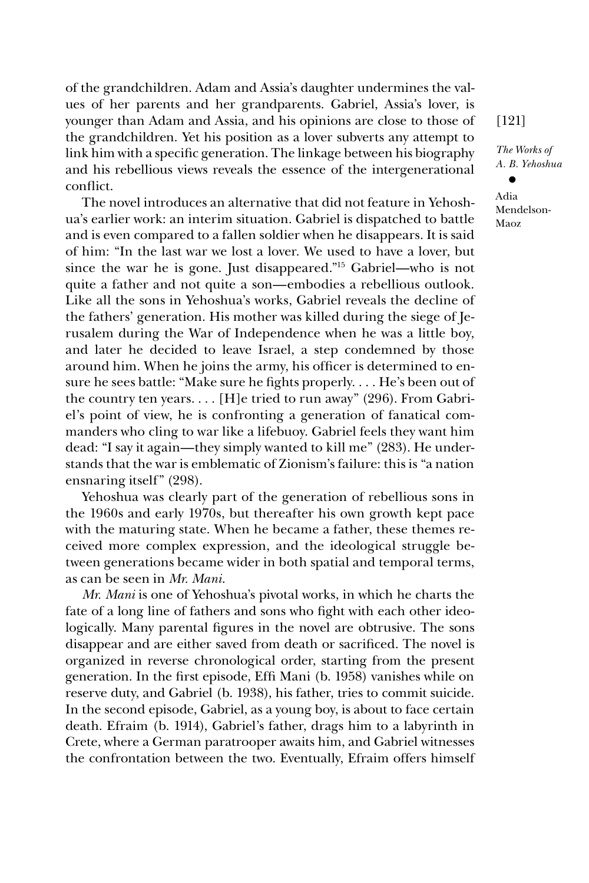of the grandchildren. Adam and Assia's daughter undermines the values of her parents and her grandparents. Gabriel, Assia's lover, is younger than Adam and Assia, and his opinions are close to those of the grandchildren. Yet his position as a lover subverts any attempt to link him with a specific generation. The linkage between his biography and his rebellious views reveals the essence of the intergenerational conflict.

The novel introduces an alternative that did not feature in Yehoshua's earlier work: an interim situation. Gabriel is dispatched to battle and is even compared to a fallen soldier when he disappears. It is said of him: "In the last war we lost a lover. We used to have a lover, but since the war he is gone. Just disappeared."[15] Gabriel—who is not quite a father and not quite a son—embodies a rebellious outlook. Like all the sons in Yehoshua's works, Gabriel reveals the decline of the fathers' generation. His mother was killed during the siege of Jerusalem during the War of Independence when he was a little boy, and later he decided to leave Israel, a step condemned by those around him. When he joins the army, his officer is determined to ensure he sees battle: "Make sure he fights properly. . . . He's been out of the country ten years. . . . [H]e tried to run away" (296). From Gabriel's point of view, he is confronting a generation of fanatical commanders who cling to war like a lifebuoy. Gabriel feels they want him dead: "I say it again—they simply wanted to kill me" (283). He understands that the war is emblematic of Zionism's failure: this is "a nation ensnaring itself" (298).

Yehoshua was clearly part of the generation of rebellious sons in the 1960s and early 1970s, but thereafter his own growth kept pace with the maturing state. When he became a father, these themes received more complex expression, and the ideological struggle between generations became wider in both spatial and temporal terms, as can be seen in *Mr. Mani*.

*Mr. Mani* is one of Yehoshua's pivotal works, in which he charts the fate of a long line of fathers and sons who fight with each other ideologically. Many parental figures in the novel are obtrusive. The sons disappear and are either saved from death or sacrificed. The novel is organized in reverse chronological order, starting from the present generation. In the first episode, Effi Mani (b. 1958) vanishes while on reserve duty, and Gabriel (b. 1938), his father, tries to commit suicide. In the second episode, Gabriel, as a young boy, is about to face certain death. Efraim (b. 1914), Gabriel's father, drags him to a labyrinth in Crete, where a German paratrooper awaits him, and Gabriel witnesses the confrontation between the two. Eventually, Efraim offers himself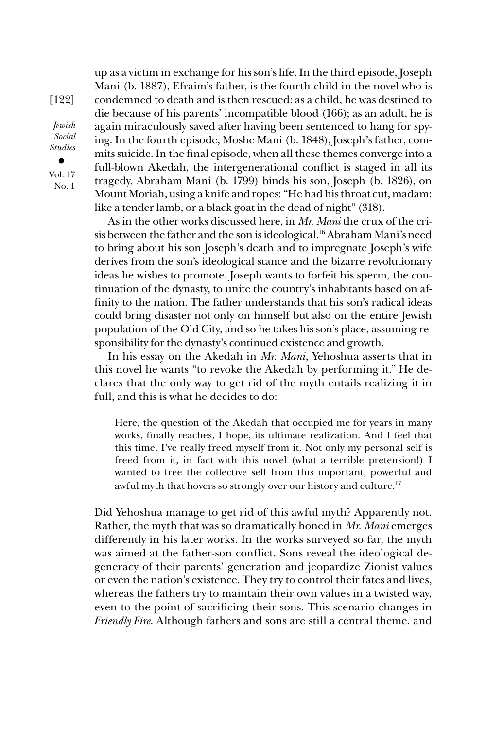up as a victim in exchange for his son's life. In the third episode, Joseph Mani (b. 1887), Efraim's father, is the fourth child in the novel who is condemned to death and is then rescued: as a child, he was destined to die because of his parents' incompatible blood (166); as an adult, he is again miraculously saved after having been sentenced to hang for spying. In the fourth episode, Moshe Mani (b. 1848), Joseph's father, commits suicide. In the final episode, when all these themes converge into a full-blown Akedah, the intergenerational conflict is staged in all its tragedy. Abraham Mani (b. 1799) binds his son, Joseph (b. 1826), on Mount Moriah, using a knife and ropes: "He had his throat cut, madam: like a tender lamb, or a black goat in the dead of night" (318).

As in the other works discussed here, in *Mr. Mani* the crux of the crisis between the father and the son is ideological.[16] Abraham Mani's need to bring about his son Joseph's death and to impregnate Joseph's wife derives from the son's ideological stance and the bizarre revolutionary ideas he wishes to promote. Joseph wants to forfeit his sperm, the continuation of the dynasty, to unite the country's inhabitants based on affinity to the nation. The father understands that his son's radical ideas could bring disaster not only on himself but also on the entire Jewish population of the Old City, and so he takes his son's place, assuming responsibility for the dynasty's continued existence and growth.

In his essay on the Akedah in *Mr. Mani*, Yehoshua asserts that in this novel he wants "to revoke the Akedah by performing it." He declares that the only way to get rid of the myth entails realizing it in full, and this is what he decides to do:

> Here, the question of the Akedah that occupied me for years in many works, finally reaches, I hope, its ultimate realization. And I feel that this time, I've really freed myself from it. Not only my personal self is freed from it, in fact with this novel (what a terrible pretension!) I wanted to free the collective self from this important, powerful and awful myth that hovers so strongly over our history and culture.[17]

Did Yehoshua manage to get rid of this awful myth? Apparently not. Rather, the myth that was so dramatically honed in *Mr. Mani* emerges differently in his later works. In the works surveyed so far, the myth was aimed at the father-son conflict. Sons reveal the ideological degeneracy of their parents' generation and jeopardize Zionist values or even the nation's existence. They try to control their fates and lives, whereas the fathers try to maintain their own values in a twisted way, even to the point of sacrificing their sons. This scenario changes in *Friendly Fire*. Although fathers and sons are still a central theme, and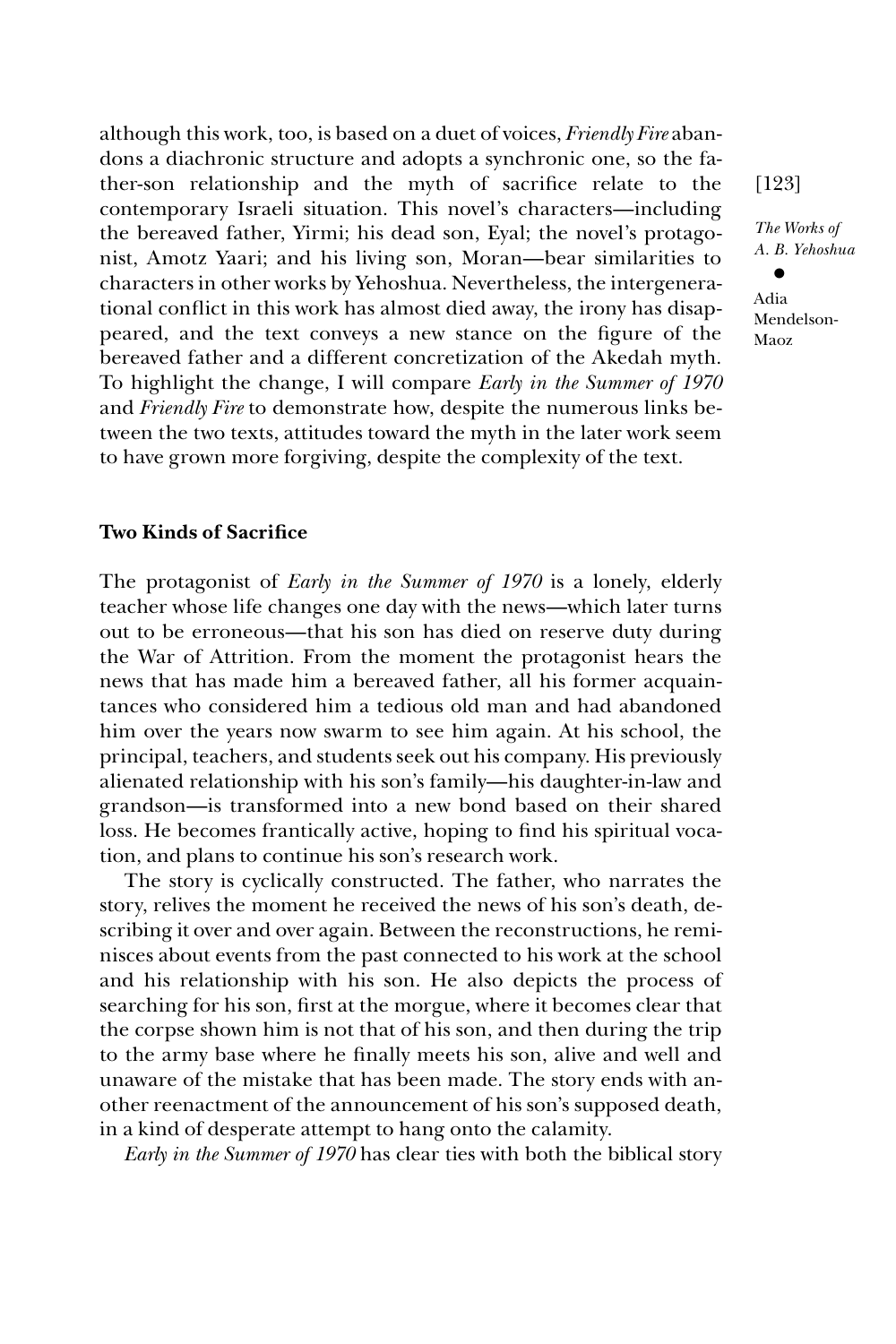although this work, too, is based on a duet of voices, *Friendly Fire* abandons a diachronic structure and adopts a synchronic one, so the father-son relationship and the myth of sacrifice relate to the contemporary Israeli situation. This novel's characters—including the bereaved father, Yirmi; his dead son, Eyal; the novel's protagonist, Amotz Yaari; and his living son, Moran—bear similarities to characters in other works by Yehoshua. Nevertheless, the intergenerational conflict in this work has almost died away, the irony has disappeared, and the text conveys a new stance on the figure of the bereaved father and a different concretization of the Akedah myth. To highlight the change, I will compare *Early in the Summer of 1970* and *Friendly Fire* to demonstrate how, despite the numerous links between the two texts, attitudes toward the myth in the later work seem to have grown more forgiving, despite the complexity of the text.

## Two Kinds of Sacrifice

The protagonist of *Early in the Summer of 1970* is a lonely, elderly teacher whose life changes one day with the news—which later turns out to be erroneous—that his son has died on reserve duty during the War of Attrition. From the moment the protagonist hears the news that has made him a bereaved father, all his former acquaintances who considered him a tedious old man and had abandoned him over the years now swarm to see him again. At his school, the principal, teachers, and students seek out his company. His previously alienated relationship with his son's family—his daughter-in-law and grandson—is transformed into a new bond based on their shared loss. He becomes frantically active, hoping to find his spiritual vocation, and plans to continue his son's research work.

The story is cyclically constructed. The father, who narrates the story, relives the moment he received the news of his son's death, describing it over and over again. Between the reconstructions, he reminisces about events from the past connected to his work at the school and his relationship with his son. He also depicts the process of searching for his son, first at the morgue, where it becomes clear that the corpse shown him is not that of his son, and then during the trip to the army base where he finally meets his son, alive and well and unaware of the mistake that has been made. The story ends with another reenactment of the announcement of his son's supposed death, in a kind of desperate attempt to hang onto the calamity.

*Early in the Summer of 1970* has clear ties with both the biblical story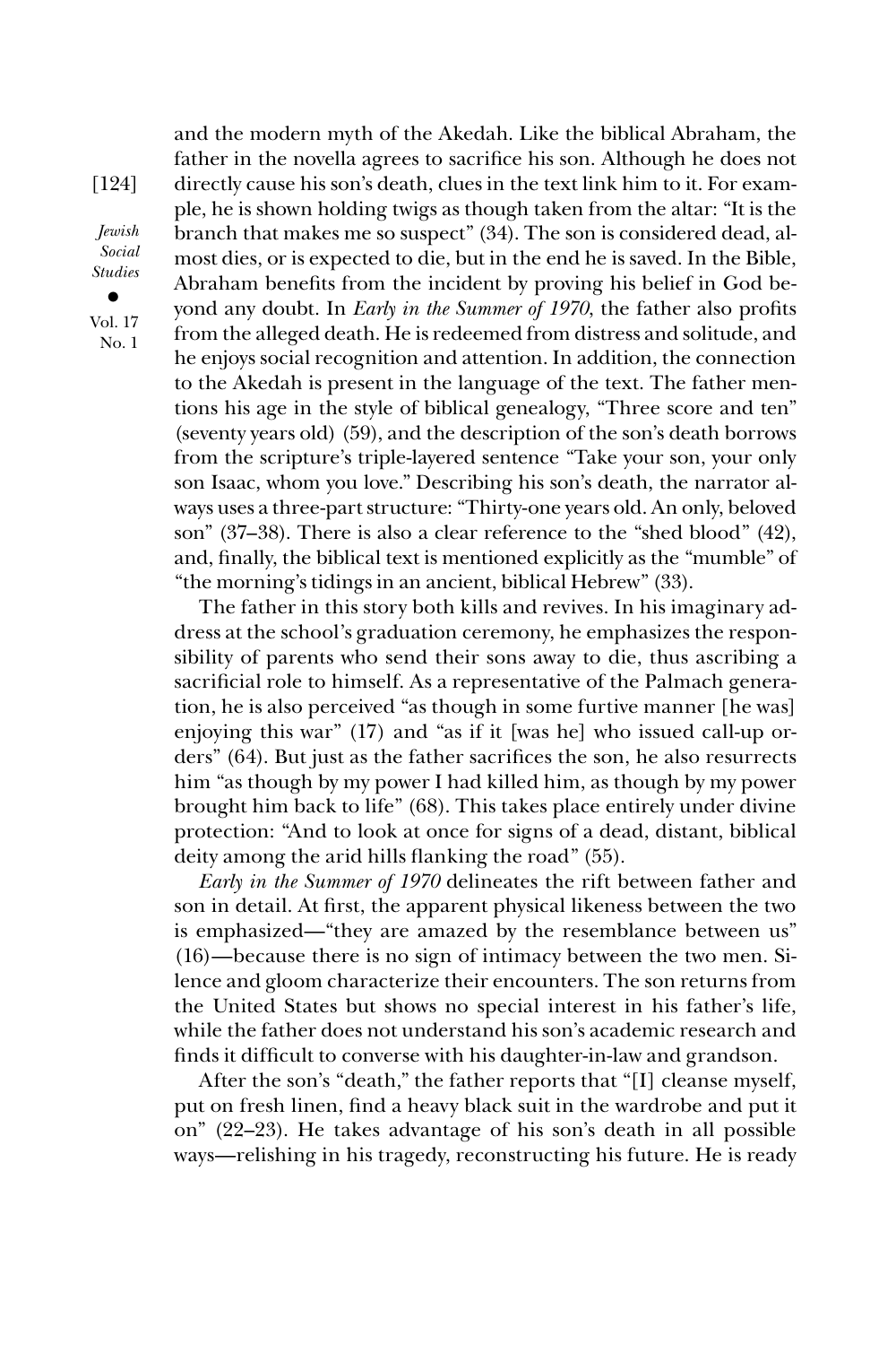and the modern myth of the Akedah. Like the biblical Abraham, the father in the novella agrees to sacrifice his son. Although he does not directly cause his son's death, clues in the text link him to it. For example, he is shown holding twigs as though taken from the altar: "It is the branch that makes me so suspect" (34). The son is considered dead, almost dies, or is expected to die, but in the end he is saved. In the Bible, Abraham benefits from the incident by proving his belief in God beyond any doubt. In *Early in the Summer of 1970*, the father also profits from the alleged death. He is redeemed from distress and solitude, and he enjoys social recognition and attention. In addition, the connection to the Akedah is present in the language of the text. The father mentions his age in the style of biblical genealogy, "Three score and ten" (seventy years old) (59), and the description of the son's death borrows from the scripture's triple-layered sentence "Take your son, your only son Isaac, whom you love." Describing his son's death, the narrator always uses a three-part structure: "Thirty-one years old. An only, beloved son" (37–38). There is also a clear reference to the "shed blood" (42), and, finally, the biblical text is mentioned explicitly as the "mumble" of "the morning's tidings in an ancient, biblical Hebrew" (33).

The father in this story both kills and revives. In his imaginary address at the school's graduation ceremony, he emphasizes the responsibility of parents who send their sons away to die, thus ascribing a sacrificial role to himself. As a representative of the Palmach generation, he is also perceived "as though in some furtive manner [he was] enjoying this war" (17) and "as if it [was he] who issued call-up orders" (64). But just as the father sacrifices the son, he also resurrects him "as though by my power I had killed him, as though by my power brought him back to life" (68). This takes place entirely under divine protection: "And to look at once for signs of a dead, distant, biblical deity among the arid hills flanking the road" (55).

*Early in the Summer of 1970* delineates the rift between father and son in detail. At first, the apparent physical likeness between the two is emphasized—"they are amazed by the resemblance between us" (16)—because there is no sign of intimacy between the two men. Silence and gloom characterize their encounters. The son returns from the United States but shows no special interest in his father's life, while the father does not understand his son's academic research and finds it difficult to converse with his daughter-in-law and grandson.

After the son's "death," the father reports that "[I] cleanse myself, put on fresh linen, find a heavy black suit in the wardrobe and put it on" (22–23). He takes advantage of his son's death in all possible ways—relishing in his tragedy, reconstructing his future. He is ready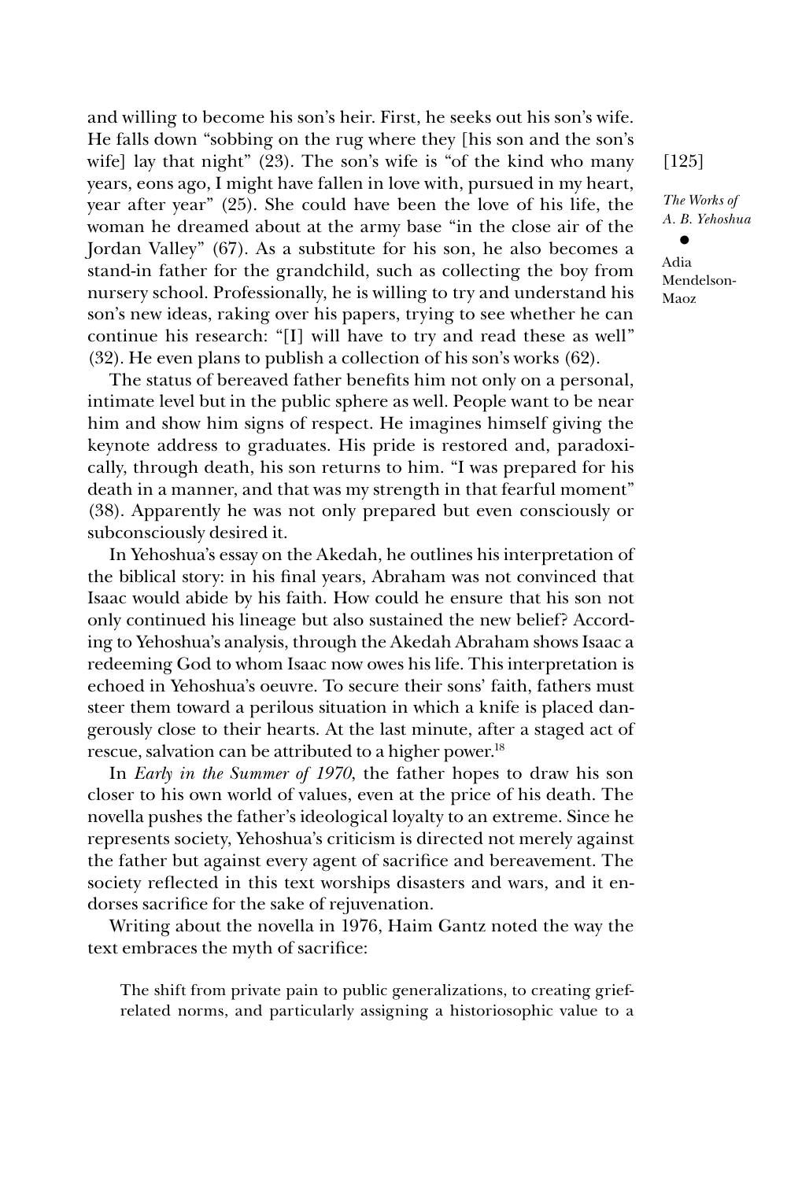and willing to become his son's heir. First, he seeks out his son's wife. He falls down "sobbing on the rug where they [his son and the son's wife] lay that night" (23). The son's wife is "of the kind who many years, eons ago, I might have fallen in love with, pursued in my heart, year after year" (25). She could have been the love of his life, the woman he dreamed about at the army base "in the close air of the Jordan Valley" (67). As a substitute for his son, he also becomes a stand-in father for the grandchild, such as collecting the boy from nursery school. Professionally, he is willing to try and understand his son's new ideas, raking over his papers, trying to see whether he can continue his research: "[I] will have to try and read these as well" (32). He even plans to publish a collection of his son's works (62).

The status of bereaved father benefits him not only on a personal, intimate level but in the public sphere as well. People want to be near him and show him signs of respect. He imagines himself giving the keynote address to graduates. His pride is restored and, paradoxically, through death, his son returns to him. "I was prepared for his death in a manner, and that was my strength in that fearful moment" (38). Apparently he was not only prepared but even consciously or subconsciously desired it.

In Yehoshua's essay on the Akedah, he outlines his interpretation of the biblical story: in his final years, Abraham was not convinced that Isaac would abide by his faith. How could he ensure that his son not only continued his lineage but also sustained the new belief? According to Yehoshua's analysis, through the Akedah Abraham shows Isaac a redeeming God to whom Isaac now owes his life. This interpretation is echoed in Yehoshua's oeuvre. To secure their sons' faith, fathers must steer them toward a perilous situation in which a knife is placed dangerously close to their hearts. At the last minute, after a staged act of rescue, salvation can be attributed to a higher power.[18]

In *Early in the Summer of 1970*, the father hopes to draw his son closer to his own world of values, even at the price of his death. The novella pushes the father's ideological loyalty to an extreme. Since he represents society, Yehoshua's criticism is directed not merely against the father but against every agent of sacrifice and bereavement. The society reflected in this text worships disasters and wars, and it endorses sacrifice for the sake of rejuvenation.

Writing about the novella in 1976, Haim Gantz noted the way the text embraces the myth of sacrifice:

> The shift from private pain to public generalizations, to creating grief-related norms, and particularly assigning a historiosophic value to a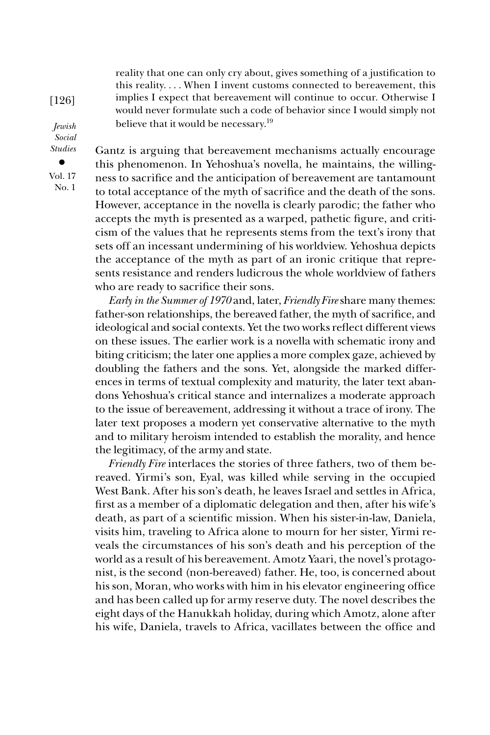> reality that one can only cry about, gives something of a justification to this reality. . . . When I invent customs connected to bereavement, this implies I expect that bereavement will continue to occur. Otherwise I would never formulate such a code of behavior since I would simply not believe that it would be necessary.[19]

Gantz is arguing that bereavement mechanisms actually encourage this phenomenon. In Yehoshua's novella, he maintains, the willingness to sacrifice and the anticipation of bereavement are tantamount to total acceptance of the myth of sacrifice and the death of the sons. However, acceptance in the novella is clearly parodic; the father who accepts the myth is presented as a warped, pathetic figure, and criticism of the values that he represents stems from the text's irony that sets off an incessant undermining of his worldview. Yehoshua depicts the acceptance of the myth as part of an ironic critique that represents resistance and renders ludicrous the whole worldview of fathers who are ready to sacrifice their sons.

*Early in the Summer of 1970* and, later, *Friendly Fire* share many themes: father-son relationships, the bereaved father, the myth of sacrifice, and ideological and social contexts. Yet the two works reflect different views on these issues. The earlier work is a novella with schematic irony and biting criticism; the later one applies a more complex gaze, achieved by doubling the fathers and the sons. Yet, alongside the marked differences in terms of textual complexity and maturity, the later text abandons Yehoshua's critical stance and internalizes a moderate approach to the issue of bereavement, addressing it without a trace of irony. The later text proposes a modern yet conservative alternative to the myth and to military heroism intended to establish the morality, and hence the legitimacy, of the army and state.

*Friendly Fire* interlaces the stories of three fathers, two of them bereaved. Yirmi's son, Eyal, was killed while serving in the occupied West Bank. After his son's death, he leaves Israel and settles in Africa, first as a member of a diplomatic delegation and then, after his wife's death, as part of a scientific mission. When his sister-in-law, Daniela, visits him, traveling to Africa alone to mourn for her sister, Yirmi reveals the circumstances of his son's death and his perception of the world as a result of his bereavement. Amotz Yaari, the novel's protagonist, is the second (non-bereaved) father. He, too, is concerned about his son, Moran, who works with him in his elevator engineering office and has been called up for army reserve duty. The novel describes the eight days of the Hanukkah holiday, during which Amotz, alone after his wife, Daniela, travels to Africa, vacillates between the office and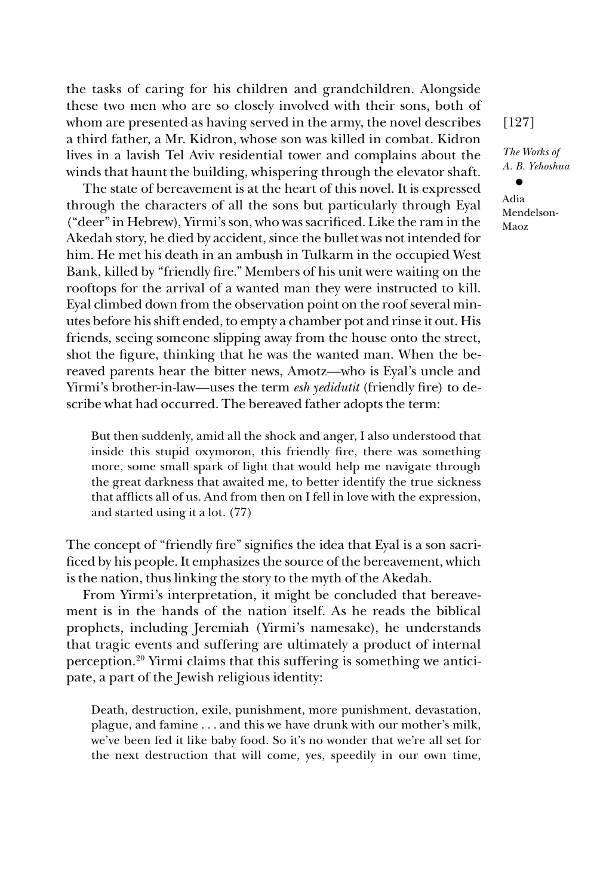the tasks of caring for his children and grandchildren. Alongside these two men who are so closely involved with their sons, both of whom are presented as having served in the army, the novel describes a third father, a Mr. Kidron, whose son was killed in combat. Kidron lives in a lavish Tel Aviv residential tower and complains about the winds that haunt the building, whispering through the elevator shaft.

The state of bereavement is at the heart of this novel. It is expressed through the characters of all the sons but particularly through Eyal ("deer" in Hebrew), Yirmi's son, who was sacrificed. Like the ram in the Akedah story, he died by accident, since the bullet was not intended for him. He met his death in an ambush in Tulkarm in the occupied West Bank, killed by "friendly fire." Members of his unit were waiting on the rooftops for the arrival of a wanted man they were instructed to kill. Eyal climbed down from the observation point on the roof several minutes before his shift ended, to empty a chamber pot and rinse it out. His friends, seeing someone slipping away from the house onto the street, shot the figure, thinking that he was the wanted man. When the bereaved parents hear the bitter news, Amotz—who is Eyal's uncle and Yirmi's brother-in-law—uses the term *esh yedidutit* (friendly fire) to describe what had occurred. The bereaved father adopts the term:

> But then suddenly, amid all the shock and anger, I also understood that inside this stupid oxymoron, this friendly fire, there was something more, some small spark of light that would help me navigate through the great darkness that awaited me, to better identify the true sickness that afflicts all of us. And from then on I fell in love with the expression, and started using it a lot. (77)

The concept of "friendly fire" signifies the idea that Eyal is a son sacrificed by his people. It emphasizes the source of the bereavement, which is the nation, thus linking the story to the myth of the Akedah.

From Yirmi's interpretation, it might be concluded that bereavement is in the hands of the nation itself. As he reads the biblical prophets, including Jeremiah (Yirmi's namesake), he understands that tragic events and suffering are ultimately a product of internal perception.[20] Yirmi claims that this suffering is something we anticipate, a part of the Jewish religious identity:

> Death, destruction, exile, punishment, more punishment, devastation, plague, and famine . . . and this we have drunk with our mother's milk, we've been fed it like baby food. So it's no wonder that we're all set for the next destruction that will come, yes, speedily in our own time,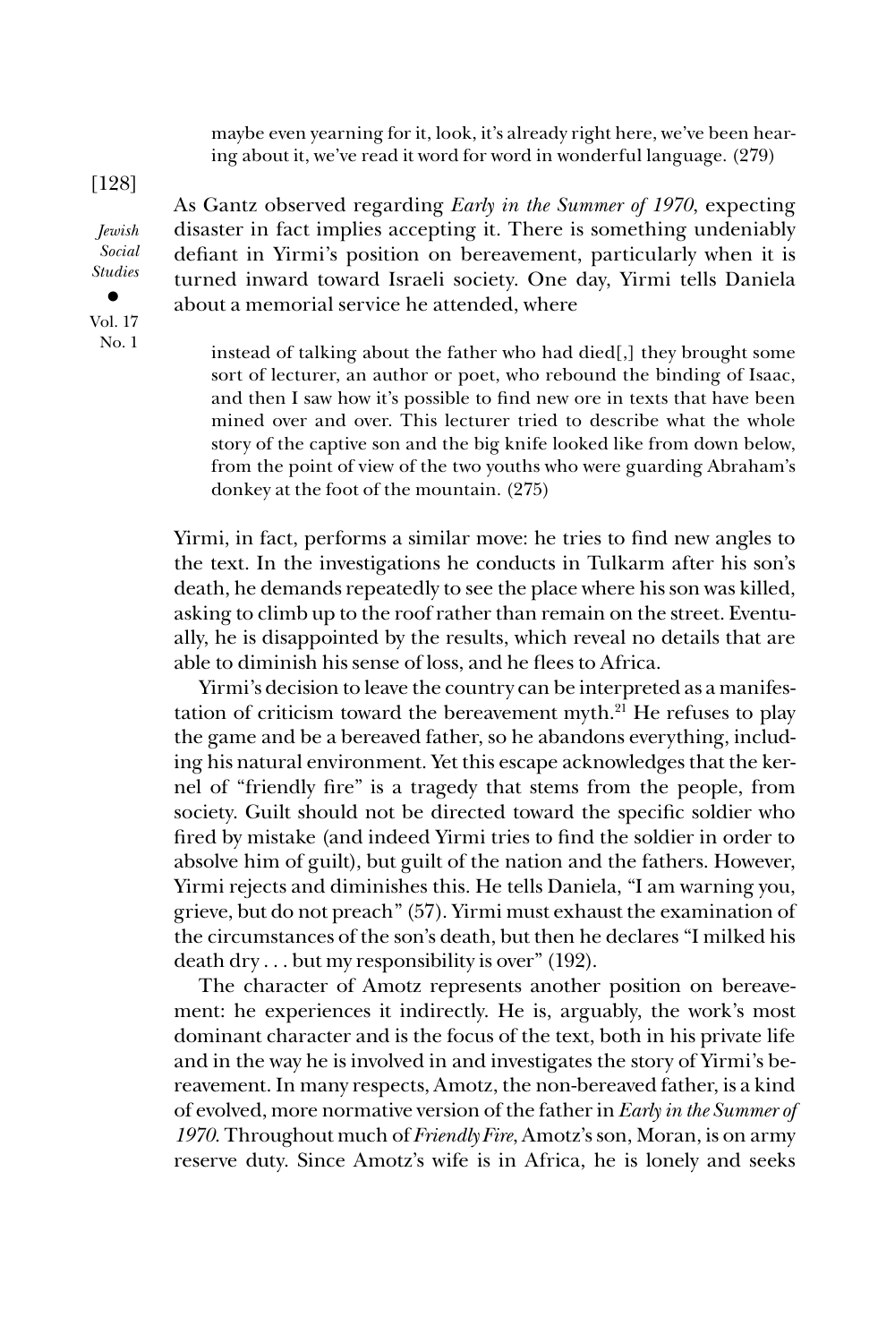> maybe even yearning for it, look, it's already right here, we've been hearing about it, we've read it word for word in wonderful language. (279)

As Gantz observed regarding *Early in the Summer of 1970*, expecting disaster in fact implies accepting it. There is something undeniably defiant in Yirmi's position on bereavement, particularly when it is turned inward toward Israeli society. One day, Yirmi tells Daniela about a memorial service he attended, where

> instead of talking about the father who had died[,] they brought some sort of lecturer, an author or poet, who rebound the binding of Isaac, and then I saw how it's possible to find new ore in texts that have been mined over and over. This lecturer tried to describe what the whole story of the captive son and the big knife looked like from down below, from the point of view of the two youths who were guarding Abraham's donkey at the foot of the mountain. (275)

Yirmi, in fact, performs a similar move: he tries to find new angles to the text. In the investigations he conducts in Tulkarm after his son's death, he demands repeatedly to see the place where his son was killed, asking to climb up to the roof rather than remain on the street. Eventually, he is disappointed by the results, which reveal no details that are able to diminish his sense of loss, and he flees to Africa.

Yirmi's decision to leave the country can be interpreted as a manifestation of criticism toward the bereavement myth.[21] He refuses to play the game and be a bereaved father, so he abandons everything, including his natural environment. Yet this escape acknowledges that the kernel of "friendly fire" is a tragedy that stems from the people, from society. Guilt should not be directed toward the specific soldier who fired by mistake (and indeed Yirmi tries to find the soldier in order to absolve him of guilt), but guilt of the nation and the fathers. However, Yirmi rejects and diminishes this. He tells Daniela, "I am warning you, grieve, but do not preach" (57). Yirmi must exhaust the examination of the circumstances of the son's death, but then he declares "I milked his death dry . . . but my responsibility is over" (192).

The character of Amotz represents another position on bereavement: he experiences it indirectly. He is, arguably, the work's most dominant character and is the focus of the text, both in his private life and in the way he is involved in and investigates the story of Yirmi's bereavement. In many respects, Amotz, the non-bereaved father, is a kind of evolved, more normative version of the father in *Early in the Summer of 1970.* Throughout much of *Friendly Fire*, Amotz's son, Moran, is on army reserve duty. Since Amotz's wife is in Africa, he is lonely and seeks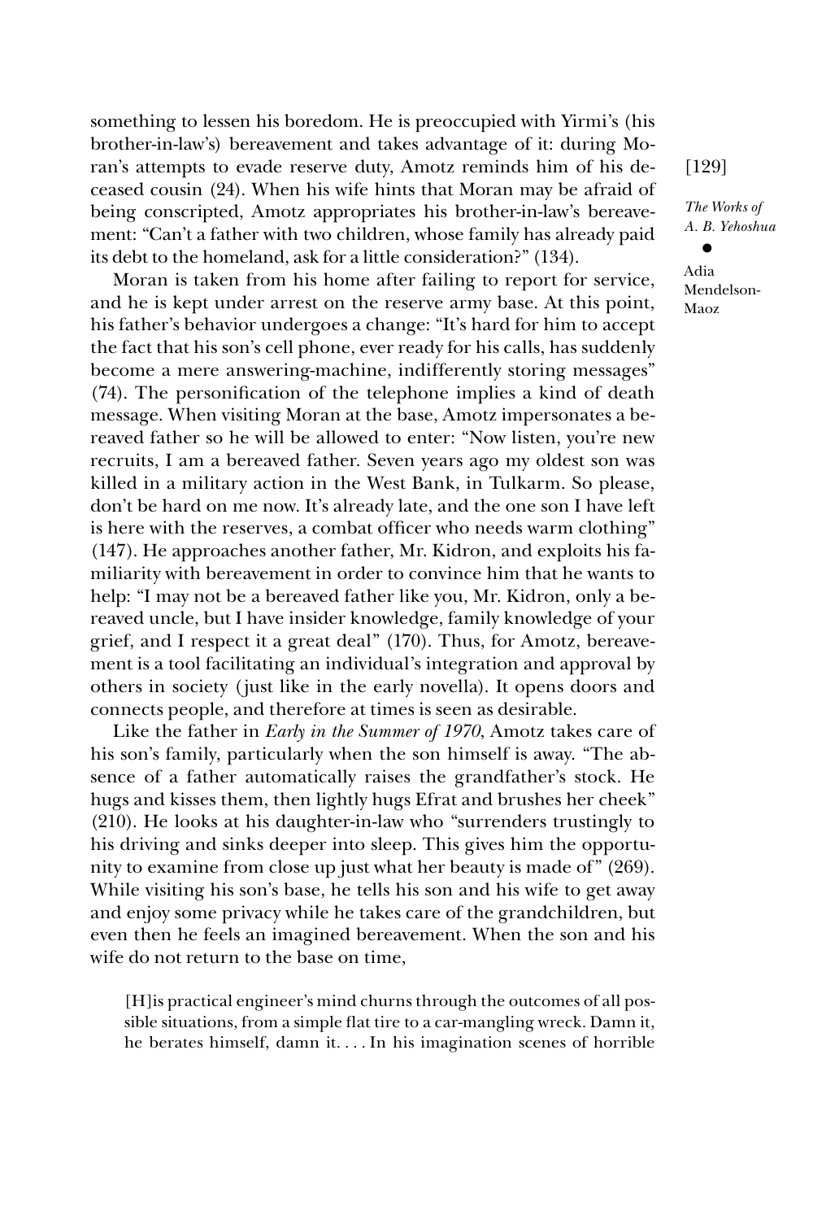something to lessen his boredom. He is preoccupied with Yirmi's (his brother-in-law's) bereavement and takes advantage of it: during Moran's attempts to evade reserve duty, Amotz reminds him of his deceased cousin (24). When his wife hints that Moran may be afraid of being conscripted, Amotz appropriates his brother-in-law's bereavement: "Can't a father with two children, whose family has already paid its debt to the homeland, ask for a little consideration?" (134).

Moran is taken from his home after failing to report for service, and he is kept under arrest on the reserve army base. At this point, his father's behavior undergoes a change: "It's hard for him to accept the fact that his son's cell phone, ever ready for his calls, has suddenly become a mere answering-machine, indifferently storing messages" (74). The personification of the telephone implies a kind of death message. When visiting Moran at the base, Amotz impersonates a bereaved father so he will be allowed to enter: "Now listen, you're new recruits, I am a bereaved father. Seven years ago my oldest son was killed in a military action in the West Bank, in Tulkarm. So please, don't be hard on me now. It's already late, and the one son I have left is here with the reserves, a combat officer who needs warm clothing" (147). He approaches another father, Mr. Kidron, and exploits his familiarity with bereavement in order to convince him that he wants to help: "I may not be a bereaved father like you, Mr. Kidron, only a bereaved uncle, but I have insider knowledge, family knowledge of your grief, and I respect it a great deal" (170). Thus, for Amotz, bereavement is a tool facilitating an individual's integration and approval by others in society (just like in the early novella). It opens doors and connects people, and therefore at times is seen as desirable.

Like the father in *Early in the Summer of 1970*, Amotz takes care of his son's family, particularly when the son himself is away. "The absence of a father automatically raises the grandfather's stock. He hugs and kisses them, then lightly hugs Efrat and brushes her cheek" (210). He looks at his daughter-in-law who "surrenders trustingly to his driving and sinks deeper into sleep. This gives him the opportunity to examine from close up just what her beauty is made of" (269). While visiting his son's base, he tells his son and his wife to get away and enjoy some privacy while he takes care of the grandchildren, but even then he feels an imagined bereavement. When the son and his wife do not return to the base on time,

> [H]is practical engineer's mind churns through the outcomes of all possible situations, from a simple flat tire to a car-mangling wreck. Damn it, he berates himself, damn it. . . . In his imagination scenes of horrible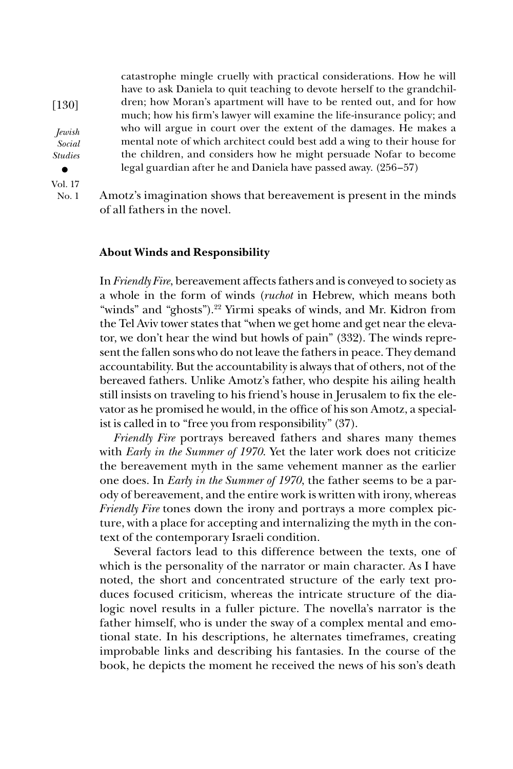> catastrophe mingle cruelly with practical considerations. How he will have to ask Daniela to quit teaching to devote herself to the grandchildren; how Moran's apartment will have to be rented out, and for how much; how his firm's lawyer will examine the life-insurance policy; and who will argue in court over the extent of the damages. He makes a mental note of which architect could best add a wing to their house for the children, and considers how he might persuade Nofar to become legal guardian after he and Daniela have passed away. (256–57)

Amotz's imagination shows that bereavement is present in the minds of all fathers in the novel.

### About Winds and Responsibility

In *Friendly Fire*, bereavement affects fathers and is conveyed to society as a whole in the form of winds (*ruchot* in Hebrew, which means both "winds" and "ghosts").[22] Yirmi speaks of winds, and Mr. Kidron from the Tel Aviv tower states that "when we get home and get near the elevator, we don't hear the wind but howls of pain" (332). The winds represent the fallen sons who do not leave the fathers in peace. They demand accountability. But the accountability is always that of others, not of the bereaved fathers. Unlike Amotz's father, who despite his ailing health still insists on traveling to his friend's house in Jerusalem to fix the elevator as he promised he would, in the office of his son Amotz, a specialist is called in to "free you from responsibility" (37).

*Friendly Fire* portrays bereaved fathers and shares many themes with *Early in the Summer of 1970*. Yet the later work does not criticize the bereavement myth in the same vehement manner as the earlier one does. In *Early in the Summer of 1970*, the father seems to be a parody of bereavement, and the entire work is written with irony, whereas *Friendly Fire* tones down the irony and portrays a more complex picture, with a place for accepting and internalizing the myth in the context of the contemporary Israeli condition.

Several factors lead to this difference between the texts, one of which is the personality of the narrator or main character. As I have noted, the short and concentrated structure of the early text produces focused criticism, whereas the intricate structure of the dialogic novel results in a fuller picture. The novella's narrator is the father himself, who is under the sway of a complex mental and emotional state. In his descriptions, he alternates timeframes, creating improbable links and describing his fantasies. In the course of the book, he depicts the moment he received the news of his son's death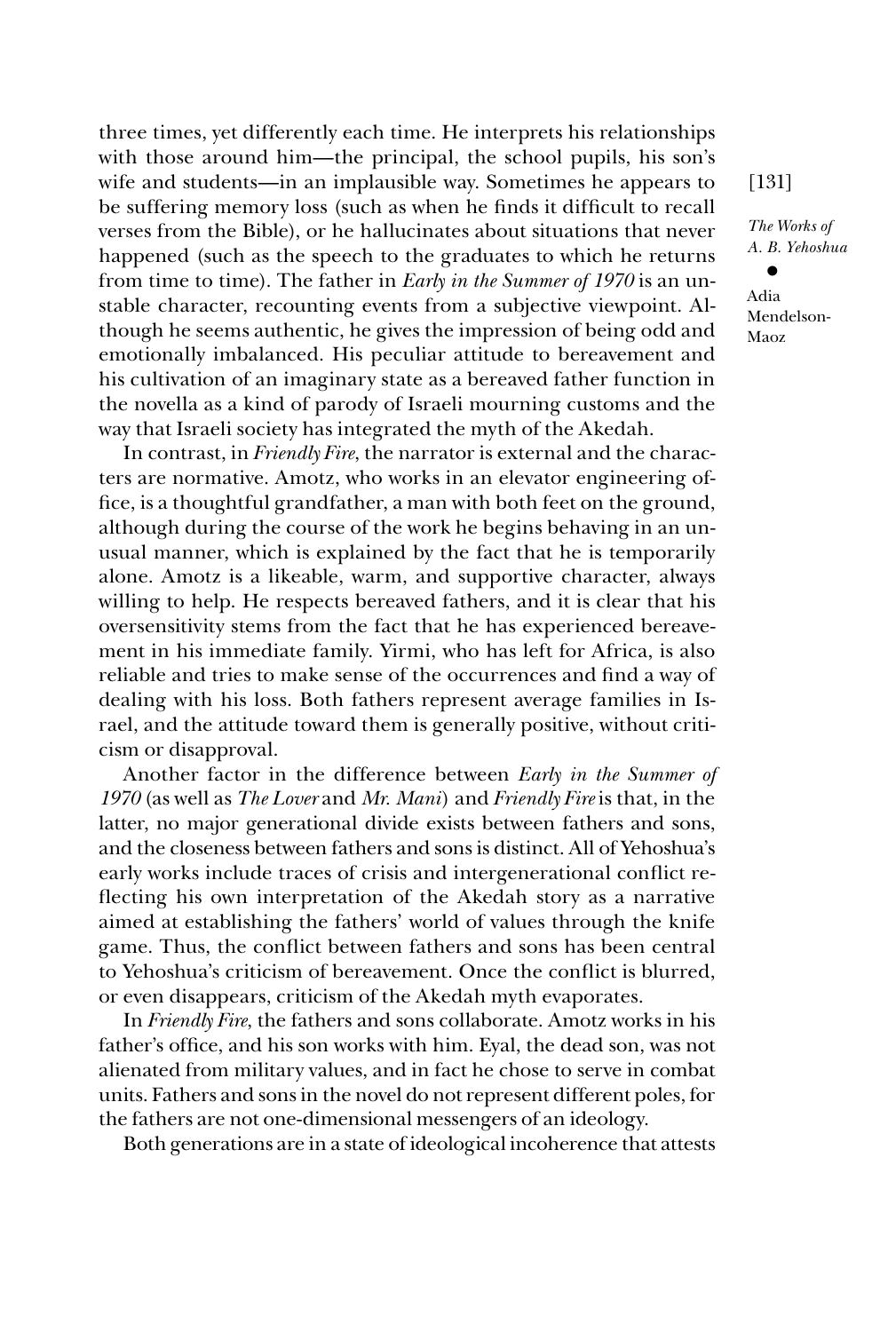three times, yet differently each time. He interprets his relationships with those around him—the principal, the school pupils, his son's wife and students—in an implausible way. Sometimes he appears to be suffering memory loss (such as when he finds it difficult to recall verses from the Bible), or he hallucinates about situations that never happened (such as the speech to the graduates to which he returns from time to time). The father in *Early in the Summer of 1970* is an unstable character, recounting events from a subjective viewpoint. Although he seems authentic, he gives the impression of being odd and emotionally imbalanced. His peculiar attitude to bereavement and his cultivation of an imaginary state as a bereaved father function in the novella as a kind of parody of Israeli mourning customs and the way that Israeli society has integrated the myth of the Akedah.

In contrast, in *Friendly Fire*, the narrator is external and the characters are normative. Amotz, who works in an elevator engineering office, is a thoughtful grandfather, a man with both feet on the ground, although during the course of the work he begins behaving in an unusual manner, which is explained by the fact that he is temporarily alone. Amotz is a likeable, warm, and supportive character, always willing to help. He respects bereaved fathers, and it is clear that his oversensitivity stems from the fact that he has experienced bereavement in his immediate family. Yirmi, who has left for Africa, is also reliable and tries to make sense of the occurrences and find a way of dealing with his loss. Both fathers represent average families in Israel, and the attitude toward them is generally positive, without criticism or disapproval.

Another factor in the difference between *Early in the Summer of 1970* (as well as *The Lover* and *Mr. Mani*) and *Friendly Fire* is that, in the latter, no major generational divide exists between fathers and sons, and the closeness between fathers and sons is distinct. All of Yehoshua's early works include traces of crisis and intergenerational conflict reflecting his own interpretation of the Akedah story as a narrative aimed at establishing the fathers' world of values through the knife game. Thus, the conflict between fathers and sons has been central to Yehoshua's criticism of bereavement. Once the conflict is blurred, or even disappears, criticism of the Akedah myth evaporates.

In *Friendly Fire*, the fathers and sons collaborate. Amotz works in his father's office, and his son works with him. Eyal, the dead son, was not alienated from military values, and in fact he chose to serve in combat units. Fathers and sons in the novel do not represent different poles, for the fathers are not one-dimensional messengers of an ideology.

Both generations are in a state of ideological incoherence that attests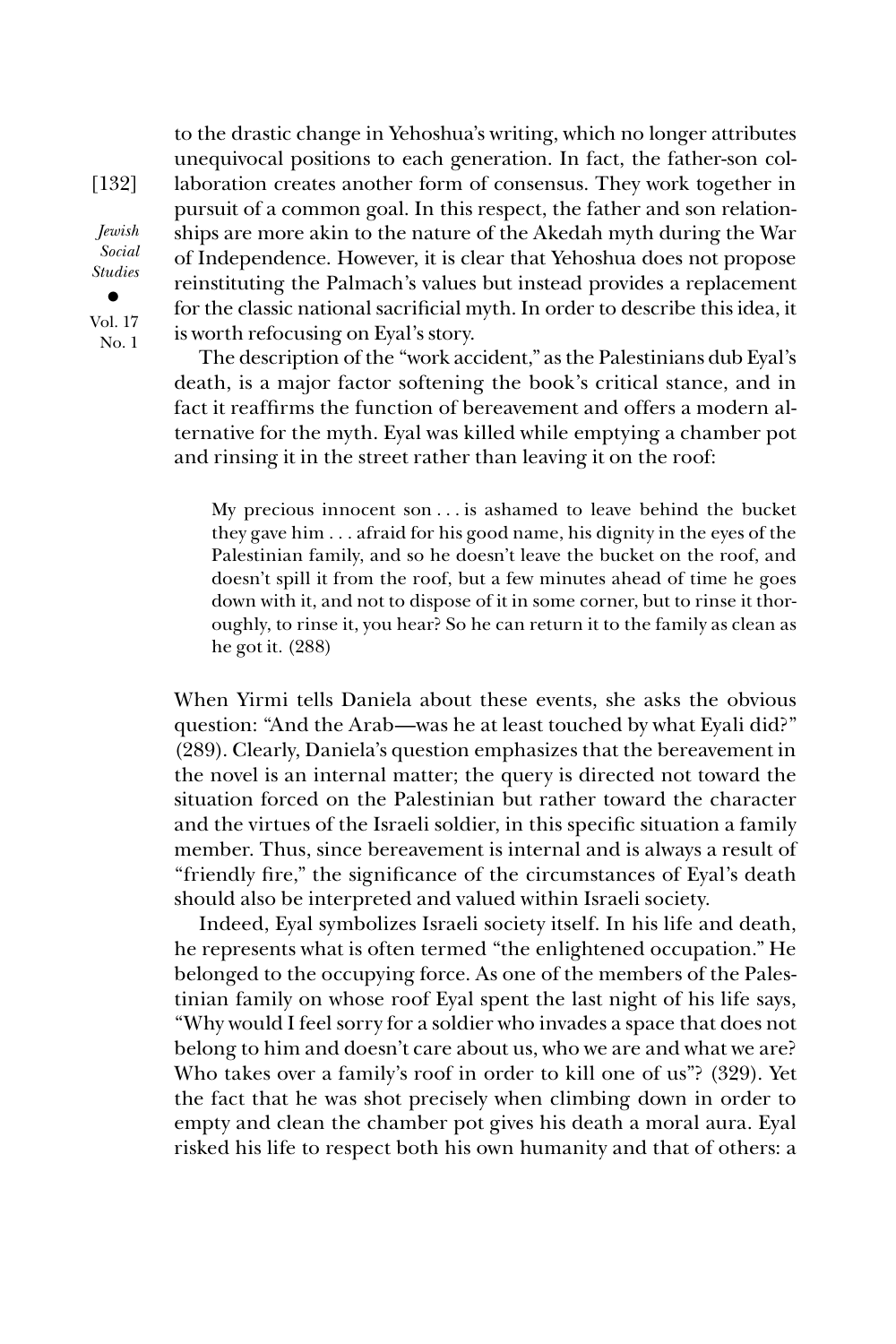to the drastic change in Yehoshua's writing, which no longer attributes unequivocal positions to each generation. In fact, the father-son collaboration creates another form of consensus. They work together in pursuit of a common goal. In this respect, the father and son relationships are more akin to the nature of the Akedah myth during the War of Independence. However, it is clear that Yehoshua does not propose reinstituting the Palmach's values but instead provides a replacement for the classic national sacrificial myth. In order to describe this idea, it is worth refocusing on Eyal's story.

The description of the "work accident," as the Palestinians dub Eyal's death, is a major factor softening the book's critical stance, and in fact it reaffirms the function of bereavement and offers a modern alternative for the myth. Eyal was killed while emptying a chamber pot and rinsing it in the street rather than leaving it on the roof:

> My precious innocent son . . . is ashamed to leave behind the bucket they gave him . . . afraid for his good name, his dignity in the eyes of the Palestinian family, and so he doesn't leave the bucket on the roof, and doesn't spill it from the roof, but a few minutes ahead of time he goes down with it, and not to dispose of it in some corner, but to rinse it thoroughly, to rinse it, you hear? So he can return it to the family as clean as he got it. (288)

When Yirmi tells Daniela about these events, she asks the obvious question: "And the Arab—was he at least touched by what Eyali did?" (289). Clearly, Daniela's question emphasizes that the bereavement in the novel is an internal matter; the query is directed not toward the situation forced on the Palestinian but rather toward the character and the virtues of the Israeli soldier, in this specific situation a family member. Thus, since bereavement is internal and is always a result of "friendly fire," the significance of the circumstances of Eyal's death should also be interpreted and valued within Israeli society.

Indeed, Eyal symbolizes Israeli society itself. In his life and death, he represents what is often termed "the enlightened occupation." He belonged to the occupying force. As one of the members of the Palestinian family on whose roof Eyal spent the last night of his life says, "Why would I feel sorry for a soldier who invades a space that does not belong to him and doesn't care about us, who we are and what we are? Who takes over a family's roof in order to kill one of us"? (329). Yet the fact that he was shot precisely when climbing down in order to empty and clean the chamber pot gives his death a moral aura. Eyal risked his life to respect both his own humanity and that of others: a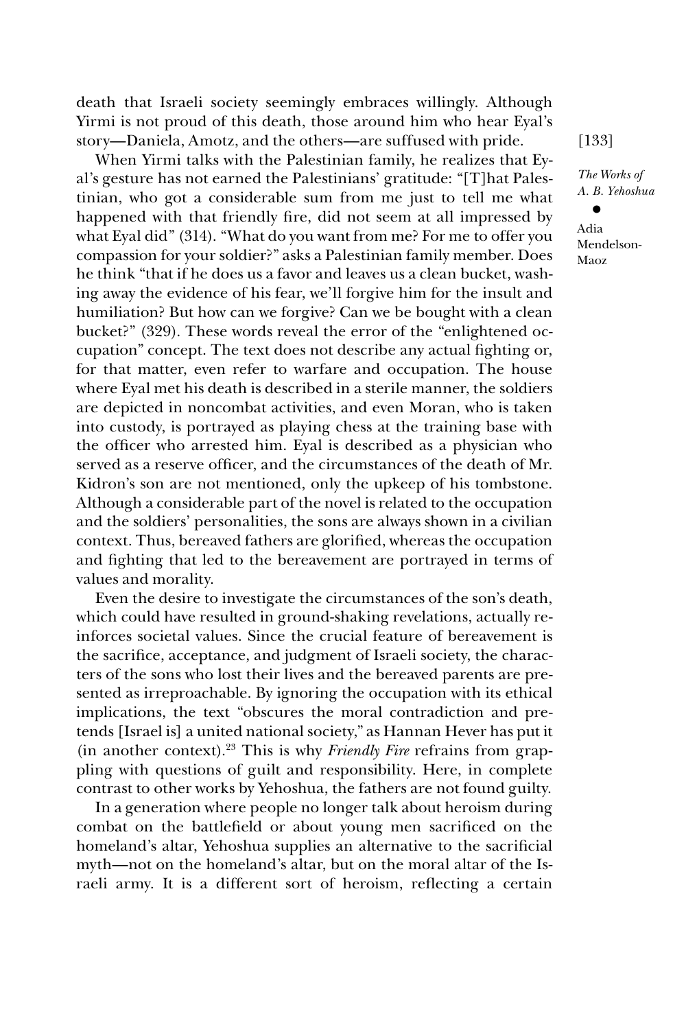death that Israeli society seemingly embraces willingly. Although Yirmi is not proud of this death, those around him who hear Eyal's story—Daniela, Amotz, and the others—are suffused with pride.

When Yirmi talks with the Palestinian family, he realizes that Eyal's gesture has not earned the Palestinians' gratitude: "[T]hat Palestinian, who got a considerable sum from me just to tell me what happened with that friendly fire, did not seem at all impressed by what Eyal did" (314). "What do you want from me? For me to offer you compassion for your soldier?" asks a Palestinian family member. Does he think "that if he does us a favor and leaves us a clean bucket, washing away the evidence of his fear, we'll forgive him for the insult and humiliation? But how can we forgive? Can we be bought with a clean bucket?" (329). These words reveal the error of the "enlightened occupation" concept. The text does not describe any actual fighting or, for that matter, even refer to warfare and occupation. The house where Eyal met his death is described in a sterile manner, the soldiers are depicted in noncombat activities, and even Moran, who is taken into custody, is portrayed as playing chess at the training base with the officer who arrested him. Eyal is described as a physician who served as a reserve officer, and the circumstances of the death of Mr. Kidron's son are not mentioned, only the upkeep of his tombstone. Although a considerable part of the novel is related to the occupation and the soldiers' personalities, the sons are always shown in a civilian context. Thus, bereaved fathers are glorified, whereas the occupation and fighting that led to the bereavement are portrayed in terms of values and morality.

Even the desire to investigate the circumstances of the son's death, which could have resulted in ground-shaking revelations, actually reinforces societal values. Since the crucial feature of bereavement is the sacrifice, acceptance, and judgment of Israeli society, the characters of the sons who lost their lives and the bereaved parents are presented as irreproachable. By ignoring the occupation with its ethical implications, the text "obscures the moral contradiction and pretends [Israel is] a united national society," as Hannan Hever has put it (in another context).[23] This is why *Friendly Fire* refrains from grappling with questions of guilt and responsibility. Here, in complete contrast to other works by Yehoshua, the fathers are not found guilty.

In a generation where people no longer talk about heroism during combat on the battlefield or about young men sacrificed on the homeland's altar, Yehoshua supplies an alternative to the sacrificial myth—not on the homeland's altar, but on the moral altar of the Israeli army. It is a different sort of heroism, reflecting a certain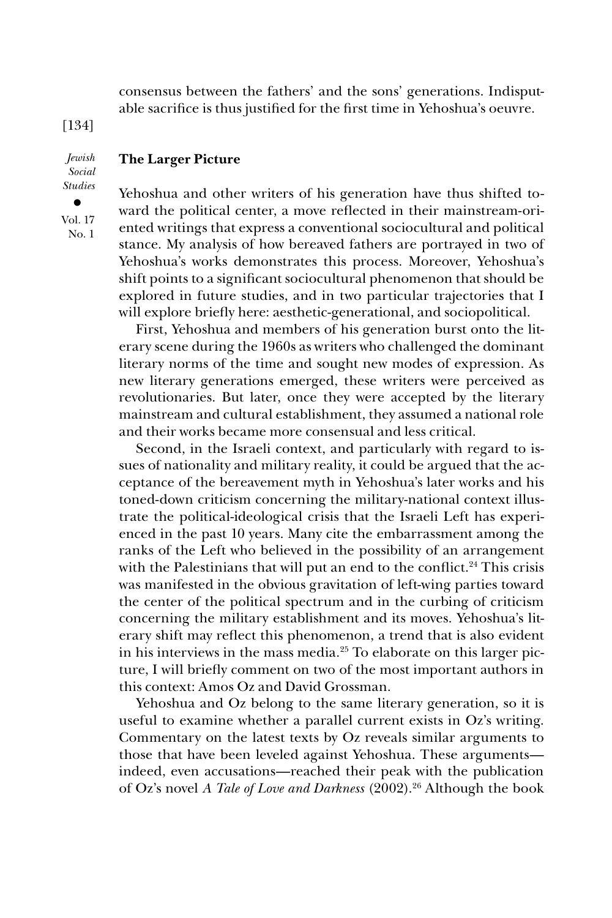consensus between the fathers' and the sons' generations. Indisputable sacrifice is thus justified for the first time in Yehoshua's oeuvre.

## The Larger Picture

Yehoshua and other writers of his generation have thus shifted toward the political center, a move reflected in their mainstream-oriented writings that express a conventional sociocultural and political stance. My analysis of how bereaved fathers are portrayed in two of Yehoshua's works demonstrates this process. Moreover, Yehoshua's shift points to a significant sociocultural phenomenon that should be explored in future studies, and in two particular trajectories that I will explore briefly here: aesthetic-generational, and sociopolitical.

First, Yehoshua and members of his generation burst onto the literary scene during the 1960s as writers who challenged the dominant literary norms of the time and sought new modes of expression. As new literary generations emerged, these writers were perceived as revolutionaries. But later, once they were accepted by the literary mainstream and cultural establishment, they assumed a national role and their works became more consensual and less critical.

Second, in the Israeli context, and particularly with regard to issues of nationality and military reality, it could be argued that the acceptance of the bereavement myth in Yehoshua's later works and his toned-down criticism concerning the military-national context illustrate the political-ideological crisis that the Israeli Left has experienced in the past 10 years. Many cite the embarrassment among the ranks of the Left who believed in the possibility of an arrangement with the Palestinians that will put an end to the conflict.[24] This crisis was manifested in the obvious gravitation of left-wing parties toward the center of the political spectrum and in the curbing of criticism concerning the military establishment and its moves. Yehoshua's literary shift may reflect this phenomenon, a trend that is also evident in his interviews in the mass media.[25] To elaborate on this larger picture, I will briefly comment on two of the most important authors in this context: Amos Oz and David Grossman.

Yehoshua and Oz belong to the same literary generation, so it is useful to examine whether a parallel current exists in Oz's writing. Commentary on the latest texts by Oz reveals similar arguments to those that have been leveled against Yehoshua. These arguments—indeed, even accusations—reached their peak with the publication of Oz's novel *A Tale of Love and Darkness* (2002).[26] Although the book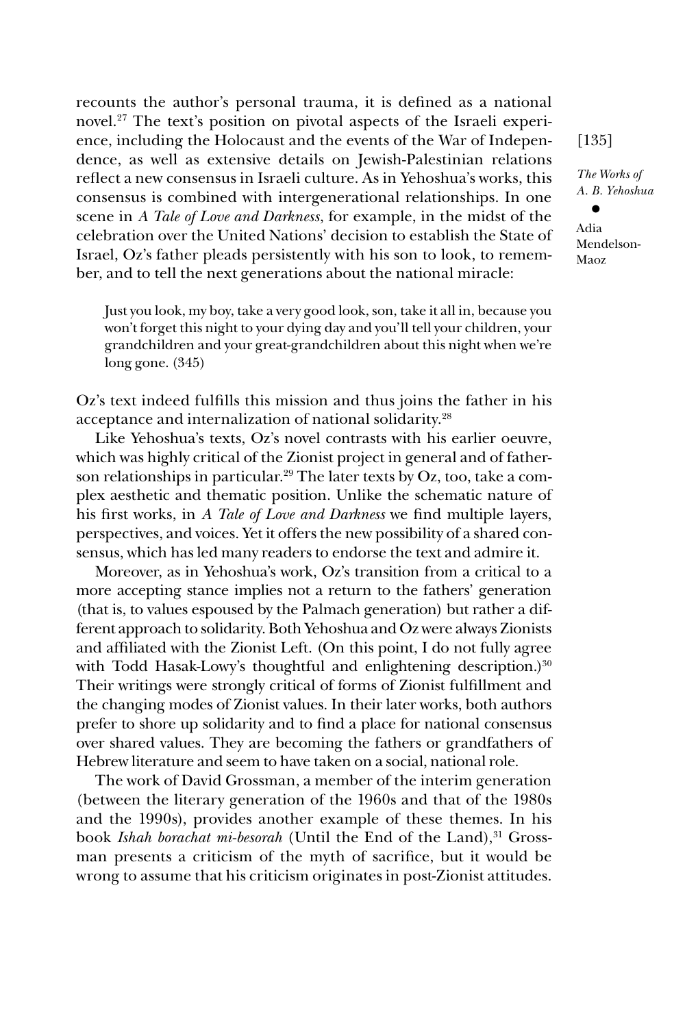recounts the author's personal trauma, it is defined as a national novel.[27] The text's position on pivotal aspects of the Israeli experience, including the Holocaust and the events of the War of Independence, as well as extensive details on Jewish-Palestinian relations reflect a new consensus in Israeli culture. As in Yehoshua's works, this consensus is combined with intergenerational relationships. In one scene in *A Tale of Love and Darkness*, for example, in the midst of the celebration over the United Nations' decision to establish the State of Israel, Oz's father pleads persistently with his son to look, to remember, and to tell the next generations about the national miracle:

> Just you look, my boy, take a very good look, son, take it all in, because you won't forget this night to your dying day and you'll tell your children, your grandchildren and your great-grandchildren about this night when we're long gone. (345)

Oz's text indeed fulfills this mission and thus joins the father in his acceptance and internalization of national solidarity.[28]

Like Yehoshua's texts, Oz's novel contrasts with his earlier oeuvre, which was highly critical of the Zionist project in general and of father-son relationships in particular.[29] The later texts by Oz, too, take a complex aesthetic and thematic position. Unlike the schematic nature of his first works, in *A Tale of Love and Darkness* we find multiple layers, perspectives, and voices. Yet it offers the new possibility of a shared consensus, which has led many readers to endorse the text and admire it.

Moreover, as in Yehoshua's work, Oz's transition from a critical to a more accepting stance implies not a return to the fathers' generation (that is, to values espoused by the Palmach generation) but rather a different approach to solidarity. Both Yehoshua and Oz were always Zionists and affiliated with the Zionist Left. (On this point, I do not fully agree with Todd Hasak-Lowy's thoughtful and enlightening description.)[30] Their writings were strongly critical of forms of Zionist fulfillment and the changing modes of Zionist values. In their later works, both authors prefer to shore up solidarity and to find a place for national consensus over shared values. They are becoming the fathers or grandfathers of Hebrew literature and seem to have taken on a social, national role.

The work of David Grossman, a member of the interim generation (between the literary generation of the 1960s and that of the 1980s and the 1990s), provides another example of these themes. In his book *Ishah borachat mi-besorah* (Until the End of the Land),[31] Grossman presents a criticism of the myth of sacrifice, but it would be wrong to assume that his criticism originates in post-Zionist attitudes.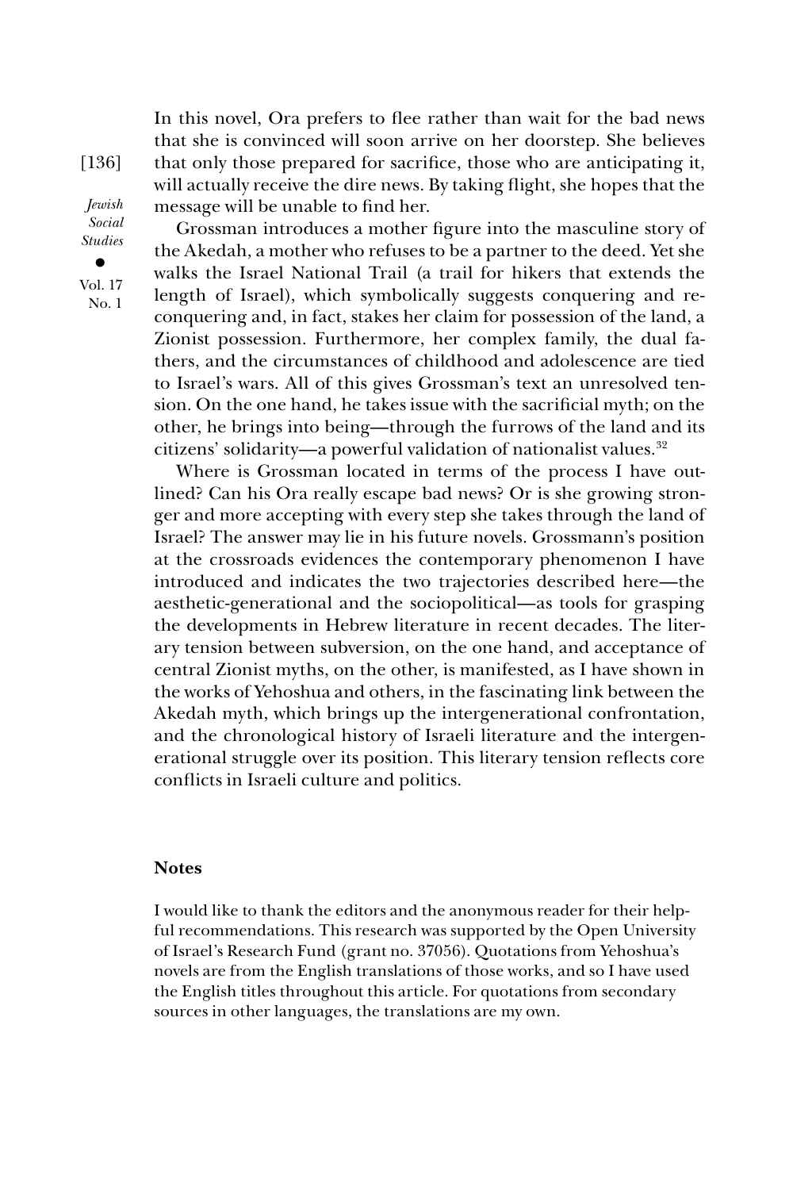In this novel, Ora prefers to flee rather than wait for the bad news that she is convinced will soon arrive on her doorstep. She believes that only those prepared for sacrifice, those who are anticipating it, will actually receive the dire news. By taking flight, she hopes that the message will be unable to find her.

Grossman introduces a mother figure into the masculine story of the Akedah, a mother who refuses to be a partner to the deed. Yet she walks the Israel National Trail (a trail for hikers that extends the length of Israel), which symbolically suggests conquering and reconquering and, in fact, stakes her claim for possession of the land, a Zionist possession. Furthermore, her complex family, the dual fathers, and the circumstances of childhood and adolescence are tied to Israel's wars. All of this gives Grossman's text an unresolved tension. On the one hand, he takes issue with the sacrificial myth; on the other, he brings into being—through the furrows of the land and its citizens' solidarity—a powerful validation of nationalist values.[32]

Where is Grossman located in terms of the process I have outlined? Can his Ora really escape bad news? Or is she growing stronger and more accepting with every step she takes through the land of Israel? The answer may lie in his future novels. Grossmann's position at the crossroads evidences the contemporary phenomenon I have introduced and indicates the two trajectories described here—the aesthetic-generational and the sociopolitical—as tools for grasping the developments in Hebrew literature in recent decades. The literary tension between subversion, on the one hand, and acceptance of central Zionist myths, on the other, is manifested, as I have shown in the works of Yehoshua and others, in the fascinating link between the Akedah myth, which brings up the intergenerational confrontation, and the chronological history of Israeli literature and the intergenerational struggle over its position. This literary tension reflects core conflicts in Israeli culture and politics.

## Notes

I would like to thank the editors and the anonymous reader for their helpful recommendations. This research was supported by the Open University of Israel's Research Fund (grant no. 37056). Quotations from Yehoshua's novels are from the English translations of those works, and so I have used the English titles throughout this article. For quotations from secondary sources in other languages, the translations are my own.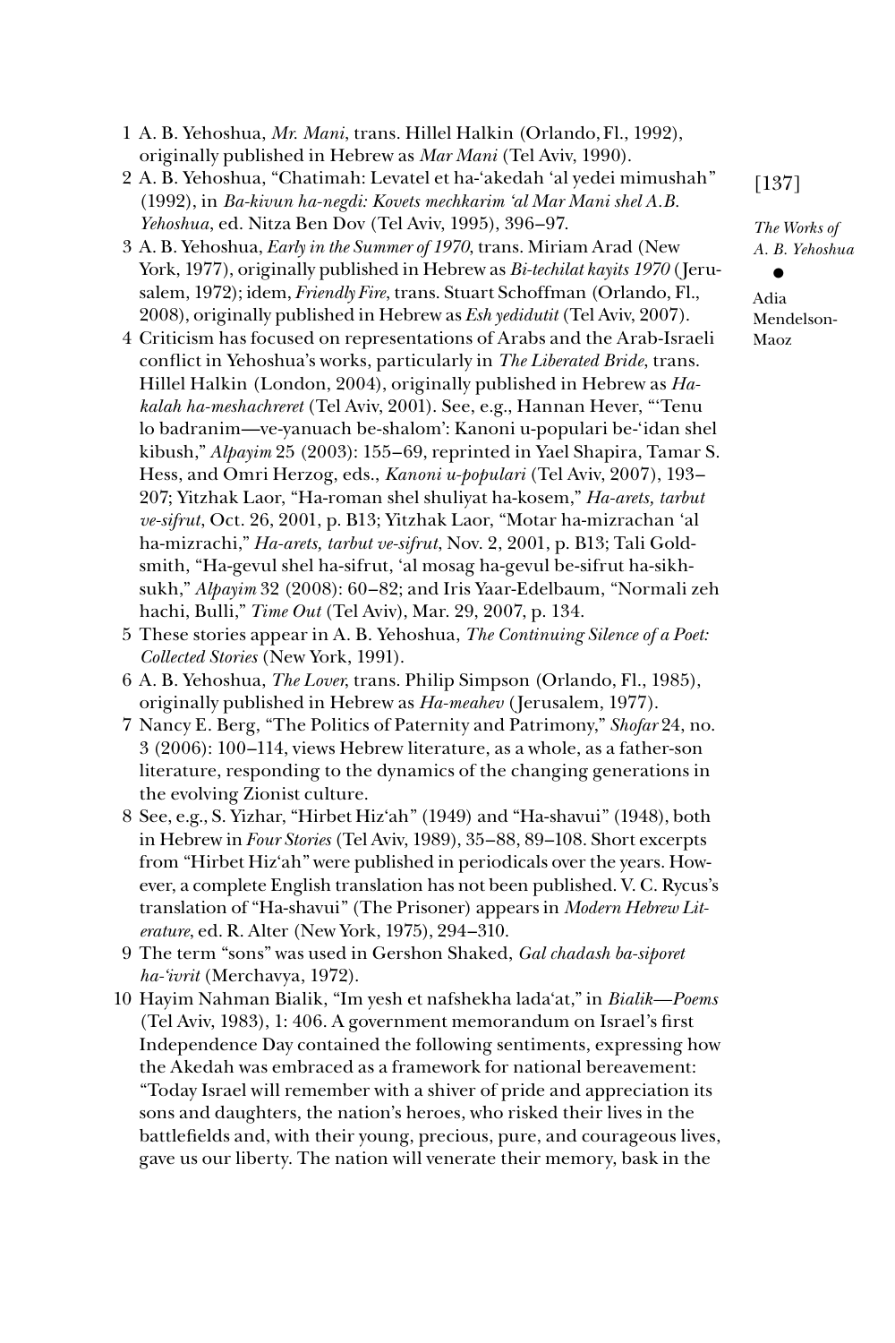1 A. B. Yehoshua, *Mr. Mani*, trans. Hillel Halkin (Orlando, Fl., 1992), originally published in Hebrew as *Mar Mani* (Tel Aviv, 1990).

2 A. B. Yehoshua, "Chatimah: Levatel et ha-'akedah 'al yedei mimushah" (1992), in *Ba-kivun ha-negdi: Kovets mechkarim 'al Mar Mani shel A.B. Yehoshua*, ed. Nitza Ben Dov (Tel Aviv, 1995), 396–97.

3 A. B. Yehoshua, *Early in the Summer of 1970*, trans. Miriam Arad (New York, 1977), originally published in Hebrew as *Bi-techilat kayits 1970* (Jerusalem, 1972); idem, *Friendly Fire*, trans. Stuart Schoffman (Orlando, Fl., 2008), originally published in Hebrew as *Esh yedidutit* (Tel Aviv, 2007).

4 Criticism has focused on representations of Arabs and the Arab-Israeli conflict in Yehoshua's works, particularly in *The Liberated Bride*, trans. Hillel Halkin (London, 2004), originally published in Hebrew as *Ha-kalah ha-meshachreret* (Tel Aviv, 2001). See, e.g., Hannan Hever, "'Tenu lo badranim—ve-yanuach be-shalom': Kanoni u-populari be-'idan shel kibush," *Alpayim* 25 (2003): 155–69, reprinted in Yael Shapira, Tamar S. Hess, and Omri Herzog, eds., *Kanoni u-populari* (Tel Aviv, 2007), 193–207; Yitzhak Laor, "Ha-roman shel shuliyat ha-kosem," *Ha-arets, tarbut ve-sifrut*, Oct. 26, 2001, p. B13; Yitzhak Laor, "Motar ha-mizrachan 'al ha-mizrachi," *Ha-arets, tarbut ve-sifrut*, Nov. 2, 2001, p. B13; Tali Goldsmith, "Ha-gevul shel ha-sifrut, 'al mosag ha-gevul be-sifrut ha-sikhsukh," *Alpayim* 32 (2008): 60–82; and Iris Yaar-Edelbaum, "Normali zeh hachi, Bulli," *Time Out* (Tel Aviv), Mar. 29, 2007, p. 134.

5 These stories appear in A. B. Yehoshua, *The Continuing Silence of a Poet: Collected Stories* (New York, 1991).

6 A. B. Yehoshua, *The Lover*, trans. Philip Simpson (Orlando, Fl., 1985), originally published in Hebrew as *Ha-meahev* (Jerusalem, 1977).

7 Nancy E. Berg, "The Politics of Paternity and Patrimony," *Shofar* 24, no. 3 (2006): 100–114, views Hebrew literature, as a whole, as a father-son literature, responding to the dynamics of the changing generations in the evolving Zionist culture.

8 See, e.g., S. Yizhar, "Hirbet Hiz'ah" (1949) and "Ha-shavui" (1948), both in Hebrew in *Four Stories* (Tel Aviv, 1989), 35–88, 89–108. Short excerpts from "Hirbet Hiz'ah" were published in periodicals over the years. However, a complete English translation has not been published. V. C. Rycus's translation of "Ha-shavui" (The Prisoner) appears in *Modern Hebrew Literature*, ed. R. Alter (New York, 1975), 294–310.

9 The term "sons" was used in Gershon Shaked, *Gal chadash ba-siporet ha-'ivrit* (Merchavya, 1972).

10 Hayim Nahman Bialik, "Im yesh et nafshekha lada'at," in *Bialik—Poems* (Tel Aviv, 1983), 1: 406. A government memorandum on Israel's first Independence Day contained the following sentiments, expressing how the Akedah was embraced as a framework for national bereavement: "Today Israel will remember with a shiver of pride and appreciation its sons and daughters, the nation's heroes, who risked their lives in the battlefields and, with their young, precious, pure, and courageous lives, gave us our liberty. The nation will venerate their memory, bask in the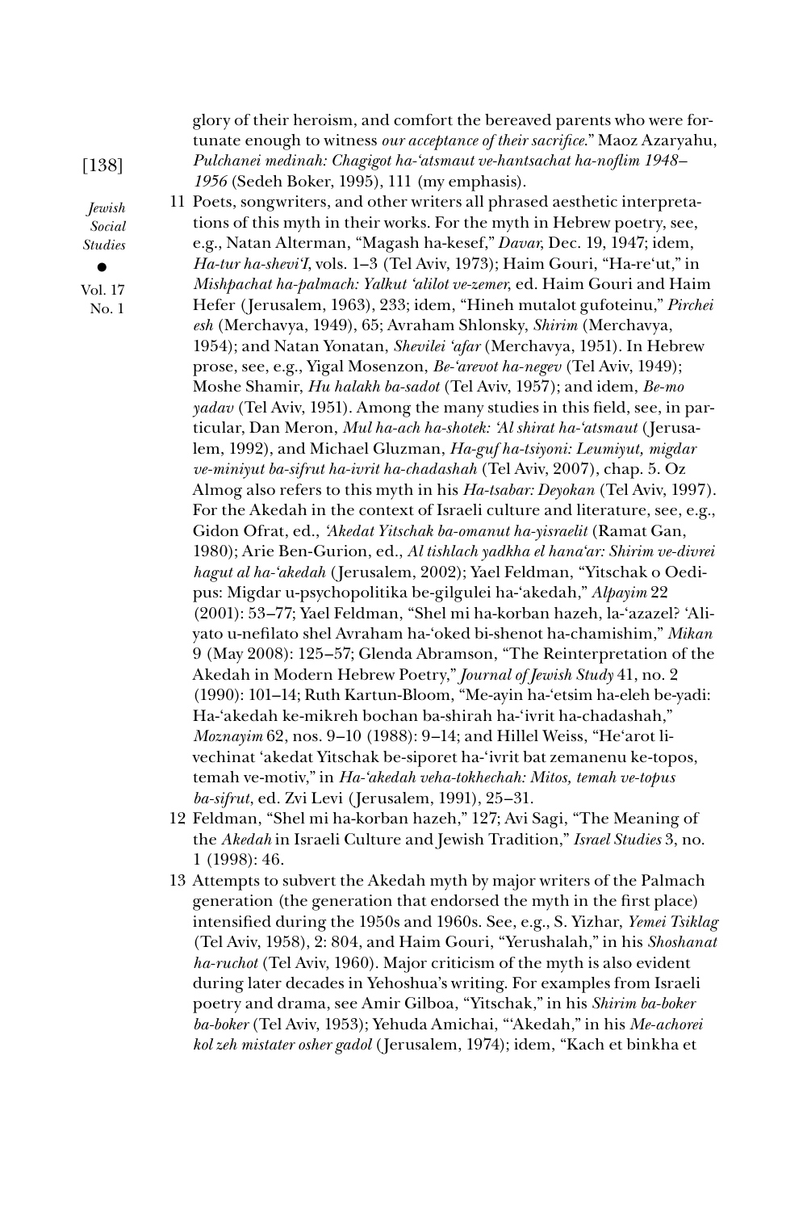glory of their heroism, and comfort the bereaved parents who were fortunate enough to witness *our acceptance of their sacrifice*." Maoz Azaryahu, *Pulchanei medinah: Chagigot ha-'atsmaut ve-hantsachat ha-noflim 1948–1956* (Sedeh Boker, 1995), 111 (my emphasis).

11 Poets, songwriters, and other writers all phrased aesthetic interpretations of this myth in their works. For the myth in Hebrew poetry, see, e.g., Natan Alterman, "Magash ha-kesef," *Davar*, Dec. 19, 1947; idem, *Ha-tur ha-shevi'I*, vols. 1–3 (Tel Aviv, 1973); Haim Gouri, "Ha-re'ut," in *Mishpachat ha-palmach: Yalkut 'alilot ve-zemer*, ed. Haim Gouri and Haim Hefer (Jerusalem, 1963), 233; idem, "Hineh mutalot gufoteinu," *Pirchei esh* (Merchavya, 1949), 65; Avraham Shlonsky, *Shirim* (Merchavya, 1954); and Natan Yonatan, *Shevilei 'afar* (Merchavya, 1951). In Hebrew prose, see, e.g., Yigal Mosenzon, *Be-'arevot ha-negev* (Tel Aviv, 1949); Moshe Shamir, *Hu halakh ba-sadot* (Tel Aviv, 1957); and idem, *Be-mo yadav* (Tel Aviv, 1951). Among the many studies in this field, see, in particular, Dan Meron, *Mul ha-ach ha-shotek: 'Al shirat ha-'atsmaut* (Jerusalem, 1992), and Michael Gluzman, *Ha-guf ha-tsiyoni: Leumiyut, migdar ve-miniyut ba-sifrut ha-ivrit ha-chadashah* (Tel Aviv, 2007), chap. 5. Oz Almog also refers to this myth in his *Ha-tsabar: Deyokan* (Tel Aviv, 1997). For the Akedah in the context of Israeli culture and literature, see, e.g., Gidon Ofrat, ed., *'Akedat Yitschak ba-omanut ha-yisraelit* (Ramat Gan, 1980); Arie Ben-Gurion, ed., *Al tishlach yadkha el hana'ar: Shirim ve-divrei hagut al ha-'akedah* (Jerusalem, 2002); Yael Feldman, "Yitschak o Oedipus: Migdar u-psychopolitika be-gilgulei ha-'akedah," *Alpayim* 22 (2001): 53–77; Yael Feldman, "Shel mi ha-korban hazeh, la-'azazel? 'Aliyato u-nefilato shel Avraham ha-'oked bi-shenot ha-chamishim," *Mikan* 9 (May 2008): 125–57; Glenda Abramson, "The Reinterpretation of the Akedah in Modern Hebrew Poetry," *Journal of Jewish Study* 41, no. 2 (1990): 101–14; Ruth Kartun-Bloom, "Me-ayin ha-'etsim ha-eleh be-yadi: Ha-'akedah ke-mikreh bochan ba-shirah ha-'ivrit ha-chadashah," *Moznayim* 62, nos. 9–10 (1988): 9–14; and Hillel Weiss, "He'arot livechinat 'akedat Yitschak be-siporet ha-'ivrit bat zemanenu ke-topos, temah ve-motiv," in *Ha-'akedah veha-tokhechah: Mitos, temah ve-topus ba-sifrut*, ed. Zvi Levi (Jerusalem, 1991), 25–31.

12 Feldman, "Shel mi ha-korban hazeh," 127; Avi Sagi, "The Meaning of the *Akedah* in Israeli Culture and Jewish Tradition," *Israel Studies* 3, no. 1 (1998): 46.

13 Attempts to subvert the Akedah myth by major writers of the Palmach generation (the generation that endorsed the myth in the first place) intensified during the 1950s and 1960s. See, e.g., S. Yizhar, *Yemei Tsiklag* (Tel Aviv, 1958), 2: 804, and Haim Gouri, "Yerushalah," in his *Shoshanat ha-ruchot* (Tel Aviv, 1960). Major criticism of the myth is also evident during later decades in Yehoshua's writing. For examples from Israeli poetry and drama, see Amir Gilboa, "Yitschak," in his *Shirim ba-boker ba-boker* (Tel Aviv, 1953); Yehuda Amichai, "'Akedah," in his *Me-achorei kol zeh mistater osher gadol* (Jerusalem, 1974); idem, "Kach et binkha et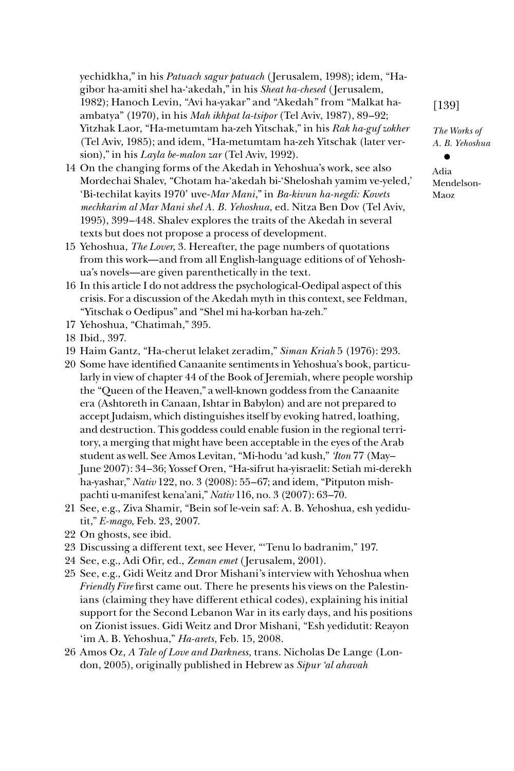yechidkha," in his *Patuach sagur patuach* (Jerusalem, 1998); idem, "Ha-gibor ha-amiti shel ha-'akedah," in his *Sheat ha-chesed* (Jerusalem, 1982); Hanoch Levin, "Avi ha-yakar" and "Akedah" from "Malkat ha-ambatya" (1970), in his *Mah ikhpat la-tsipor* (Tel Aviv, 1987), 89–92; Yitzhak Laor, "Ha-metumtam ha-zeh Yitschak," in his *Rak ha-guf zokher* (Tel Aviv, 1985); and idem, "Ha-metumtam ha-zeh Yitschak (later version)," in his *Layla be-malon zar* (Tel Aviv, 1992).

14 On the changing forms of the Akedah in Yehoshua's work, see also Mordechai Shalev, "Chotam ha-'akedah bi-'Sheloshah yamim ve-yeled,' 'Bi-techilat kayits 1970' uve-*Mar Mani*," in *Ba-kivun ha-negdi: Kovets mechkarim al Mar Mani shel A. B. Yehoshua*, ed. Nitza Ben Dov (Tel Aviv, 1995), 399–448. Shalev explores the traits of the Akedah in several texts but does not propose a process of development.

15 Yehoshua, *The Lover*, 3. Hereafter, the page numbers of quotations from this work—and from all English-language editions of of Yehoshua's novels—are given parenthetically in the text.

16 In this article I do not address the psychological-Oedipal aspect of this crisis. For a discussion of the Akedah myth in this context, see Feldman, "Yitschak o Oedipus" and "Shel mi ha-korban ha-zeh."

17 Yehoshua, "Chatimah," 395.

18 Ibid., 397.

19 Haim Gantz, "Ha-cherut lelaket zeradim," *Siman Kriah* 5 (1976): 293.

20 Some have identified Canaanite sentiments in Yehoshua's book, particularly in view of chapter 44 of the Book of Jeremiah, where people worship the "Queen of the Heaven," a well-known goddess from the Canaanite era (Ashtoreth in Canaan, Ishtar in Babylon) and are not prepared to accept Judaism, which distinguishes itself by evoking hatred, loathing, and destruction. This goddess could enable fusion in the regional territory, a merging that might have been acceptable in the eyes of the Arab student as well. See Amos Levitan, "Mi-hodu 'ad kush," *'Iton* 77 (May–June 2007): 34–36; Yossef Oren, "Ha-sifrut ha-yisraelit: Setiah mi-derekh ha-yashar," *Nativ* 122, no. 3 (2008): 55–67; and idem, "Pitputon mishpachti u-manifest kena'ani," *Nativ* 116, no. 3 (2007): 63–70.

21 See, e.g., Ziva Shamir, "Bein sof le-vein saf: A. B. Yehoshua, esh yedidutit," *E-mago*, Feb. 23, 2007.

22 On ghosts, see ibid.

23 Discussing a different text, see Hever, "'Tenu lo badranim," 197.

24 See, e.g., Adi Ofir, ed., *Zeman emet* (Jerusalem, 2001).

25 See, e.g., Gidi Weitz and Dror Mishani's interview with Yehoshua when *Friendly Fire* first came out. There he presents his views on the Palestinians (claiming they have different ethical codes), explaining his initial support for the Second Lebanon War in its early days, and his positions on Zionist issues. Gidi Weitz and Dror Mishani, "Esh yedidutit: Reayon 'im A. B. Yehoshua," *Ha-arets*, Feb. 15, 2008.

26 Amos Oz, *A Tale of Love and Darkness*, trans. Nicholas De Lange (London, 2005), originally published in Hebrew as *Sipur 'al ahavah*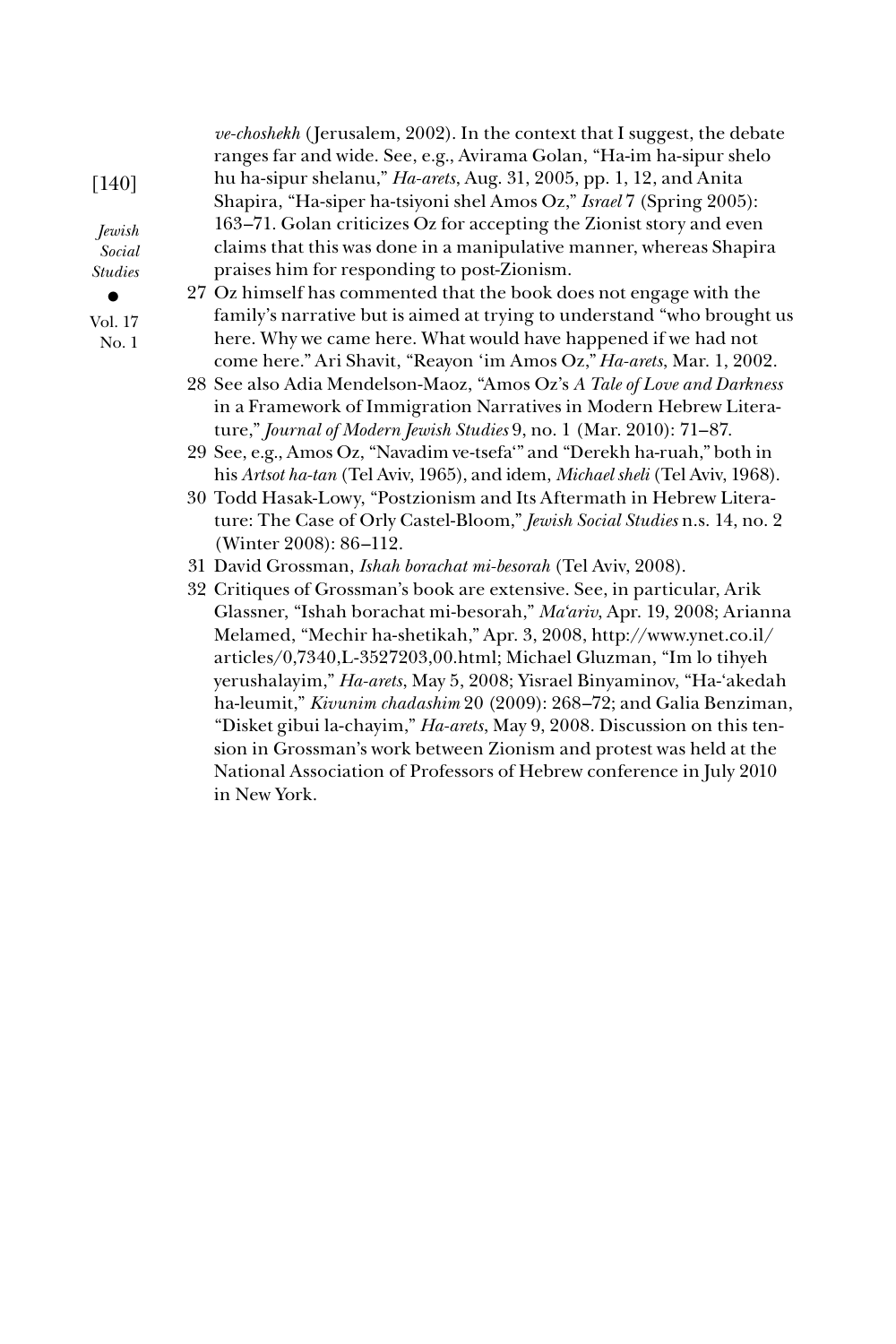*ve-choshekh* (Jerusalem, 2002). In the context that I suggest, the debate ranges far and wide. See, e.g., Avirama Golan, "Ha-im ha-sipur shelo hu ha-sipur shelanu," *Ha-arets*, Aug. 31, 2005, pp. 1, 12, and Anita Shapira, "Ha-siper ha-tsiyoni shel Amos Oz," *Israel* 7 (Spring 2005): 163–71. Golan criticizes Oz for accepting the Zionist story and even claims that this was done in a manipulative manner, whereas Shapira praises him for responding to post-Zionism.

27 Oz himself has commented that the book does not engage with the family's narrative but is aimed at trying to understand "who brought us here. Why we came here. What would have happened if we had not come here." Ari Shavit, "Reayon 'im Amos Oz," *Ha-arets*, Mar. 1, 2002.

28 See also Adia Mendelson-Maoz, "Amos Oz's *A Tale of Love and Darkness* in a Framework of Immigration Narratives in Modern Hebrew Literature," *Journal of Modern Jewish Studies* 9, no. 1 (Mar. 2010): 71–87.

29 See, e.g., Amos Oz, "Navadim ve-tsefa'" and "Derekh ha-ruah," both in his *Artsot ha-tan* (Tel Aviv, 1965), and idem, *Michael sheli* (Tel Aviv, 1968).

30 Todd Hasak-Lowy, "Postzionism and Its Aftermath in Hebrew Literature: The Case of Orly Castel-Bloom," *Jewish Social Studies* n.s. 14, no. 2 (Winter 2008): 86–112.

31 David Grossman, *Ishah borachat mi-besorah* (Tel Aviv, 2008).

32 Critiques of Grossman's book are extensive. See, in particular, Arik Glassner, "Ishah borachat mi-besorah," *Ma'ariv*, Apr. 19, 2008; Arianna Melamed, "Mechir ha-shetikah," Apr. 3, 2008, http://www.ynet.co.il/articles/0,7340,L-3527203,00.html; Michael Gluzman, "Im lo tihyeh yerushalayim," *Ha-arets*, May 5, 2008; Yisrael Binyaminov, "Ha-'akedah ha-leumit," *Kivunim chadashim* 20 (2009): 268–72; and Galia Benziman, "Disket gibui la-chayim," *Ha-arets*, May 9, 2008. Discussion on this tension in Grossman's work between Zionism and protest was held at the National Association of Professors of Hebrew conference in July 2010 in New York.